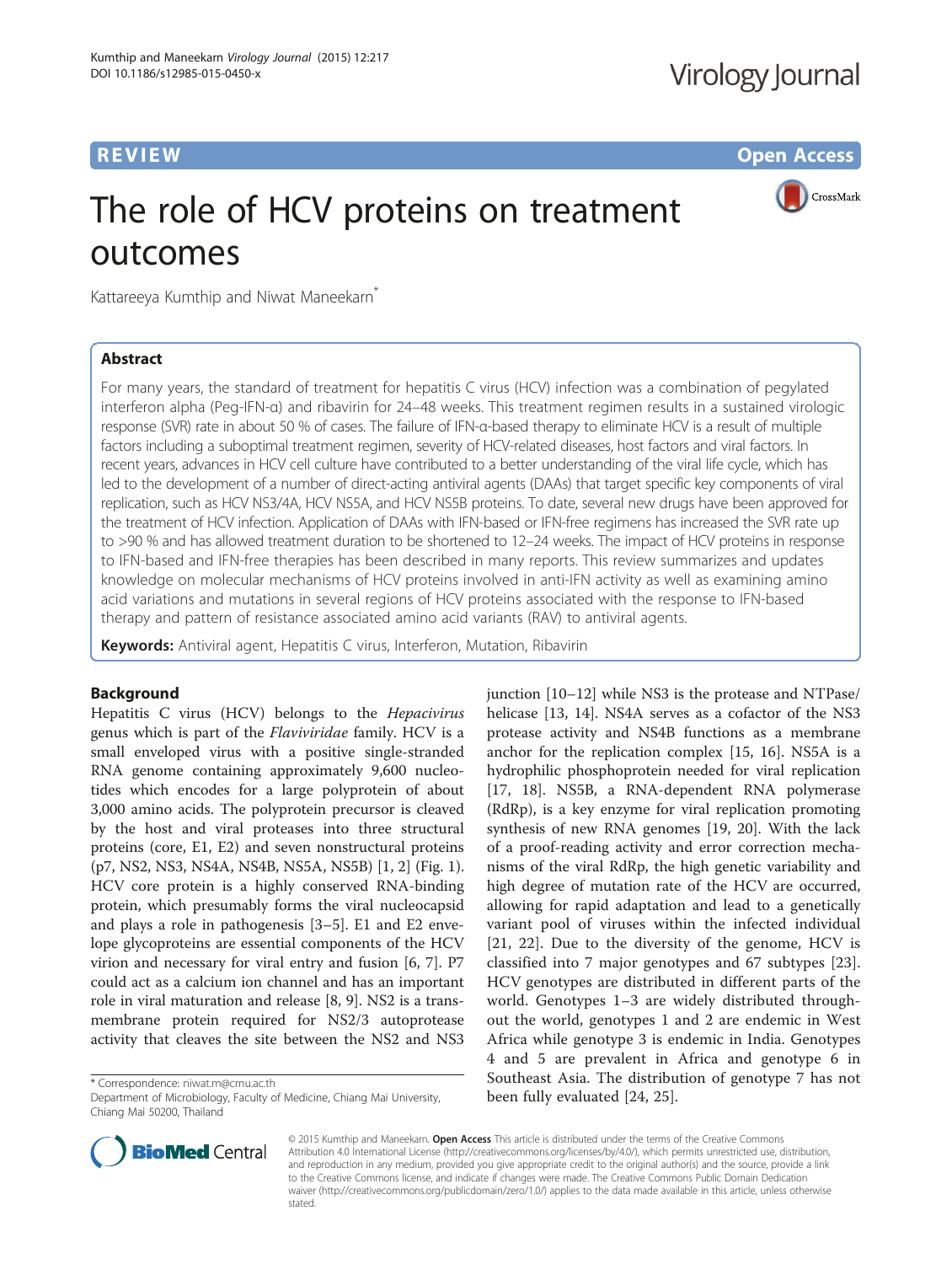REVIEW Open Access

# The role of HCV proteins on treatment outcomes

Kattareeya Kumthip and Niwat Maneekarn*

## Abstract

For many years, the standard of treatment for hepatitis C virus (HCV) infection was a combination of pegylated interferon alpha (Peg-IFN-α) and ribavirin for 24–48 weeks. This treatment regimen results in a sustained virologic response (SVR) rate in about 50 % of cases. The failure of IFN-α-based therapy to eliminate HCV is a result of multiple factors including a suboptimal treatment regimen, severity of HCV-related diseases, host factors and viral factors. In recent years, advances in HCV cell culture have contributed to a better understanding of the viral life cycle, which has led to the development of a number of direct-acting antiviral agents (DAAs) that target specific key components of viral replication, such as HCV NS3/4A, HCV NS5A, and HCV NS5B proteins. To date, several new drugs have been approved for the treatment of HCV infection. Application of DAAs with IFN-based or IFN-free regimens has increased the SVR rate up to >90 % and has allowed treatment duration to be shortened to 12–24 weeks. The impact of HCV proteins in response to IFN-based and IFN-free therapies has been described in many reports. This review summarizes and updates knowledge on molecular mechanisms of HCV proteins involved in anti-IFN activity as well as examining amino acid variations and mutations in several regions of HCV proteins associated with the response to IFN-based therapy and pattern of resistance associated amino acid variants (RAV) to antiviral agents.

**Keywords:** Antiviral agent, Hepatitis C virus, Interferon, Mutation, Ribavirin

## Background

Hepatitis C virus (HCV) belongs to the *Hepacivirus* genus which is part of the *Flaviviridae* family. HCV is a small enveloped virus with a positive single-stranded RNA genome containing approximately 9,600 nucleotides which encodes for a large polyprotein of about 3,000 amino acids. The polyprotein precursor is cleaved by the host and viral proteases into three structural proteins (core, E1, E2) and seven nonstructural proteins (p7, NS2, NS3, NS4A, NS4B, NS5A, NS5B) [1, 2] (Fig. 1). HCV core protein is a highly conserved RNA-binding protein, which presumably forms the viral nucleocapsid and plays a role in pathogenesis [3–5]. E1 and E2 envelope glycoproteins are essential components of the HCV virion and necessary for viral entry and fusion [6, 7]. P7 could act as a calcium ion channel and has an important role in viral maturation and release [8, 9]. NS2 is a transmembrane protein required for NS2/3 autoprotease activity that cleaves the site between the NS2 and NS3 junction [10–12] while NS3 is the protease and NTPase/helicase [13, 14]. NS4A serves as a cofactor of the NS3 protease activity and NS4B functions as a membrane anchor for the replication complex [15, 16]. NS5A is a hydrophilic phosphoprotein needed for viral replication [17, 18]. NS5B, a RNA-dependent RNA polymerase (RdRp), is a key enzyme for viral replication promoting synthesis of new RNA genomes [19, 20]. With the lack of a proof-reading activity and error correction mechanisms of the viral RdRp, the high genetic variability and high degree of mutation rate of the HCV are occurred, allowing for rapid adaptation and lead to a genetically variant pool of viruses within the infected individual [21, 22]. Due to the diversity of the genome, HCV is classified into 7 major genotypes and 67 subtypes [23]. HCV genotypes are distributed in different parts of the world. Genotypes 1–3 are widely distributed throughout the world, genotypes 1 and 2 are endemic in West Africa while genotype 3 is endemic in India. Genotypes 4 and 5 are prevalent in Africa and genotype 6 in Southeast Asia. The distribution of genotype 7 has not been fully evaluated [24, 25].

\* Correspondence: niwat.m@cmu.ac.th
Department of Microbiology, Faculty of Medicine, Chiang Mai University, Chiang Mai 50200, Thailand

© 2015 Kumthip and Maneekarn. **Open Access** This article is distributed under the terms of the Creative Commons Attribution 4.0 International License (http://creativecommons.org/licenses/by/4.0/), which permits unrestricted use, distribution, and reproduction in any medium, provided you give appropriate credit to the original author(s) and the source, provide a link to the Creative Commons license, and indicate if changes were made. The Creative Commons Public Domain Dedication waiver (http://creativecommons.org/publicdomain/zero/1.0/) applies to the data made available in this article, unless otherwise stated.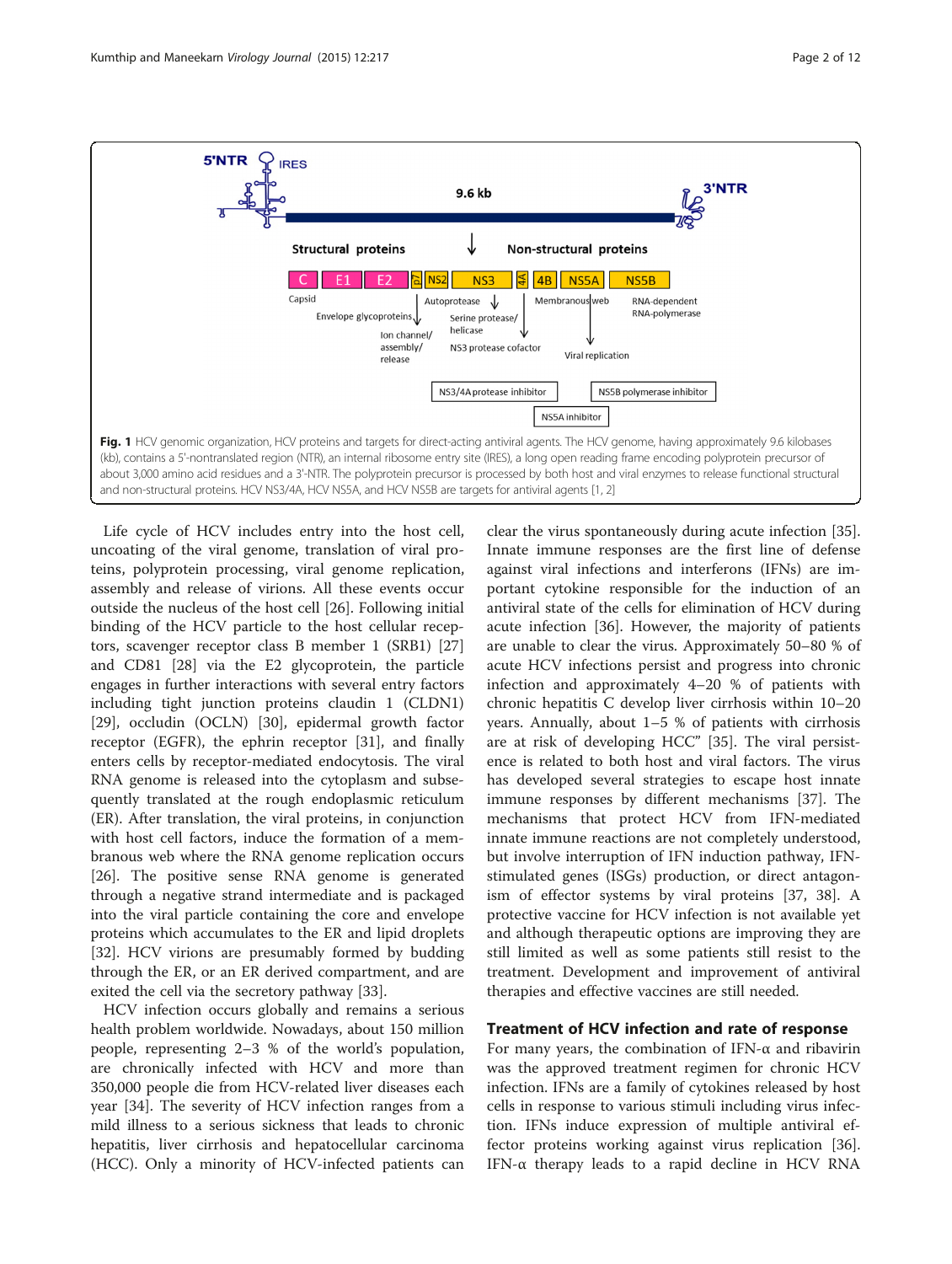**Fig. 1** HCV genomic organization, HCV proteins and targets for direct-acting antiviral agents. The HCV genome, having approximately 9.6 kilobases (kb), contains a 5'-nontranslated region (NTR), an internal ribosome entry site (IRES), a long open reading frame encoding polyprotein precursor of about 3,000 amino acid residues and a 3'-NTR. The polyprotein precursor is processed by both host and viral enzymes to release functional structural and non-structural proteins. HCV NS3/4A, HCV NS5A, and HCV NS5B are targets for antiviral agents [1, 2]

Life cycle of HCV includes entry into the host cell, uncoating of the viral genome, translation of viral proteins, polyprotein processing, viral genome replication, assembly and release of virions. All these events occur outside the nucleus of the host cell [26]. Following initial binding of the HCV particle to the host cellular receptors, scavenger receptor class B member 1 (SRB1) [27] and CD81 [28] via the E2 glycoprotein, the particle engages in further interactions with several entry factors including tight junction proteins claudin 1 (CLDN1) [29], occludin (OCLN) [30], epidermal growth factor receptor (EGFR), the ephrin receptor [31], and finally enters cells by receptor-mediated endocytosis. The viral RNA genome is released into the cytoplasm and subsequently translated at the rough endoplasmic reticulum (ER). After translation, the viral proteins, in conjunction with host cell factors, induce the formation of a membranous web where the RNA genome replication occurs [26]. The positive sense RNA genome is generated through a negative strand intermediate and is packaged into the viral particle containing the core and envelope proteins which accumulates to the ER and lipid droplets [32]. HCV virions are presumably formed by budding through the ER, or an ER derived compartment, and are exited the cell via the secretory pathway [33].

HCV infection occurs globally and remains a serious health problem worldwide. Nowadays, about 150 million people, representing 2–3 % of the world's population, are chronically infected with HCV and more than 350,000 people die from HCV-related liver diseases each year [34]. The severity of HCV infection ranges from a mild illness to a serious sickness that leads to chronic hepatitis, liver cirrhosis and hepatocellular carcinoma (HCC). Only a minority of HCV-infected patients can clear the virus spontaneously during acute infection [35]. Innate immune responses are the first line of defense against viral infections and interferons (IFNs) are important cytokine responsible for the induction of an antiviral state of the cells for elimination of HCV during acute infection [36]. However, the majority of patients are unable to clear the virus. Approximately 50–80 % of acute HCV infections persist and progress into chronic infection and approximately 4–20 % of patients with chronic hepatitis C develop liver cirrhosis within 10–20 years. Annually, about 1–5 % of patients with cirrhosis are at risk of developing HCC" [35]. The viral persistence is related to both host and viral factors. The virus has developed several strategies to escape host innate immune responses by different mechanisms [37]. The mechanisms that protect HCV from IFN-mediated innate immune reactions are not completely understood, but involve interruption of IFN induction pathway, IFN-stimulated genes (ISGs) production, or direct antagonism of effector systems by viral proteins [37, 38]. A protective vaccine for HCV infection is not available yet and although therapeutic options are improving they are still limited as well as some patients still resist to the treatment. Development and improvement of antiviral therapies and effective vaccines are still needed.

## Treatment of HCV infection and rate of response

For many years, the combination of IFN-α and ribavirin was the approved treatment regimen for chronic HCV infection. IFNs are a family of cytokines released by host cells in response to various stimuli including virus infection. IFNs induce expression of multiple antiviral effector proteins working against virus replication [36]. IFN-α therapy leads to a rapid decline in HCV RNA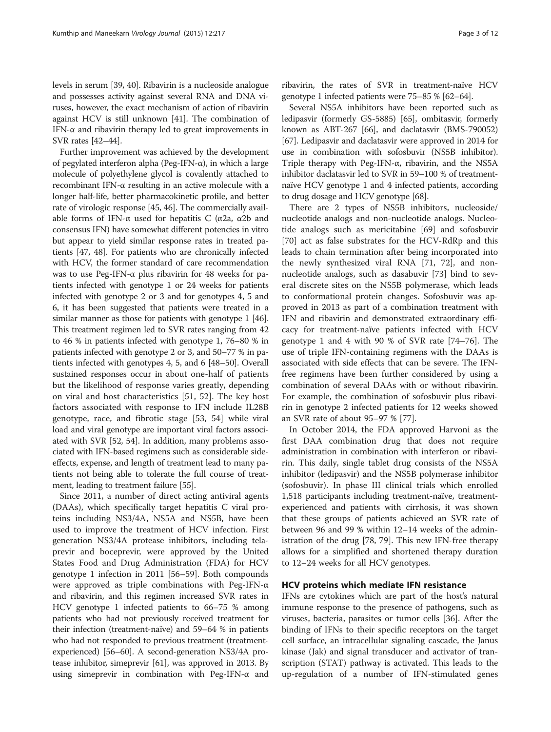levels in serum [39, 40]. Ribavirin is a nucleoside analogue and possesses activity against several RNA and DNA viruses, however, the exact mechanism of action of ribavirin against HCV is still unknown [41]. The combination of IFN-α and ribavirin therapy led to great improvements in SVR rates [42–44].

Further improvement was achieved by the development of pegylated interferon alpha (Peg-IFN-α), in which a large molecule of polyethylene glycol is covalently attached to recombinant IFN-α resulting in an active molecule with a longer half-life, better pharmacokinetic profile, and better rate of virologic response [45, 46]. The commercially available forms of IFN-α used for hepatitis C (α2a, α2b and consensus IFN) have somewhat different potencies in vitro but appear to yield similar response rates in treated patients [47, 48]. For patients who are chronically infected with HCV, the former standard of care recommendation was to use Peg-IFN-α plus ribavirin for 48 weeks for patients infected with genotype 1 or 24 weeks for patients infected with genotype 2 or 3 and for genotypes 4, 5 and 6, it has been suggested that patients were treated in a similar manner as those for patients with genotype 1 [46]. This treatment regimen led to SVR rates ranging from 42 to 46 % in patients infected with genotype 1, 76–80 % in patients infected with genotype 2 or 3, and 50–77 % in patients infected with genotypes 4, 5, and 6 [48–50]. Overall sustained responses occur in about one-half of patients but the likelihood of response varies greatly, depending on viral and host characteristics [51, 52]. The key host factors associated with response to IFN include IL28B genotype, race, and fibrotic stage [53, 54] while viral load and viral genotype are important viral factors associated with SVR [52, 54]. In addition, many problems associated with IFN-based regimens such as considerable side-effects, expense, and length of treatment lead to many patients not being able to tolerate the full course of treatment, leading to treatment failure [55].

Since 2011, a number of direct acting antiviral agents (DAAs), which specifically target hepatitis C viral proteins including NS3/4A, NS5A and NS5B, have been used to improve the treatment of HCV infection. First generation NS3/4A protease inhibitors, including telaprevir and boceprevir, were approved by the United States Food and Drug Administration (FDA) for HCV genotype 1 infection in 2011 [56–59]. Both compounds were approved as triple combinations with Peg-IFN-α and ribavirin, and this regimen increased SVR rates in HCV genotype 1 infected patients to 66–75 % among patients who had not previously received treatment for their infection (treatment-naïve) and 59–64 % in patients who had not responded to previous treatment (treatment-experienced) [56–60]. A second-generation NS3/4A protease inhibitor, simeprevir [61], was approved in 2013. By using simeprevir in combination with Peg-IFN-α and ribavirin, the rates of SVR in treatment-naïve HCV genotype 1 infected patients were 75–85 % [62–64].

Several NS5A inhibitors have been reported such as ledipasvir (formerly GS-5885) [65], ombitasvir, formerly known as ABT-267 [66], and daclatasvir (BMS-790052) [67]. Ledipasvir and daclatasvir were approved in 2014 for use in combination with sofosbuvir (NS5B inhibitor). Triple therapy with Peg-IFN-α, ribavirin, and the NS5A inhibitor daclatasvir led to SVR in 59–100 % of treatment-naïve HCV genotype 1 and 4 infected patients, according to drug dosage and HCV genotype [68].

There are 2 types of NS5B inhibitors, nucleoside/nucleotide analogs and non-nucleotide analogs. Nucleotide analogs such as mericitabine [69] and sofosbuvir [70] act as false substrates for the HCV-RdRp and this leads to chain termination after being incorporated into the newly synthesized viral RNA [71, 72], and non-nucleotide analogs, such as dasabuvir [73] bind to several discrete sites on the NS5B polymerase, which leads to conformational protein changes. Sofosbuvir was approved in 2013 as part of a combination treatment with IFN and ribavirin and demonstrated extraordinary efficacy for treatment-naïve patients infected with HCV genotype 1 and 4 with 90 % of SVR rate [74–76]. The use of triple IFN-containing regimens with the DAAs is associated with side effects that can be severe. The IFN-free regimens have been further considered by using a combination of several DAAs with or without ribavirin. For example, the combination of sofosbuvir plus ribavirin in genotype 2 infected patients for 12 weeks showed an SVR rate of about 95–97 % [77].

In October 2014, the FDA approved Harvoni as the first DAA combination drug that does not require administration in combination with interferon or ribavirin. This daily, single tablet drug consists of the NS5A inhibitor (ledipasvir) and the NS5B polymerase inhibitor (sofosbuvir). In phase III clinical trials which enrolled 1,518 participants including treatment-naïve, treatment-experienced and patients with cirrhosis, it was shown that these groups of patients achieved an SVR rate of between 96 and 99 % within 12–14 weeks of the administration of the drug [78, 79]. This new IFN-free therapy allows for a simplified and shortened therapy duration to 12–24 weeks for all HCV genotypes.

## HCV proteins which mediate IFN resistance

IFNs are cytokines which are part of the host's natural immune response to the presence of pathogens, such as viruses, bacteria, parasites or tumor cells [36]. After the binding of IFNs to their specific receptors on the target cell surface, an intracellular signaling cascade, the Janus kinase (Jak) and signal transducer and activator of transcription (STAT) pathway is activated. This leads to the up-regulation of a number of IFN-stimulated genes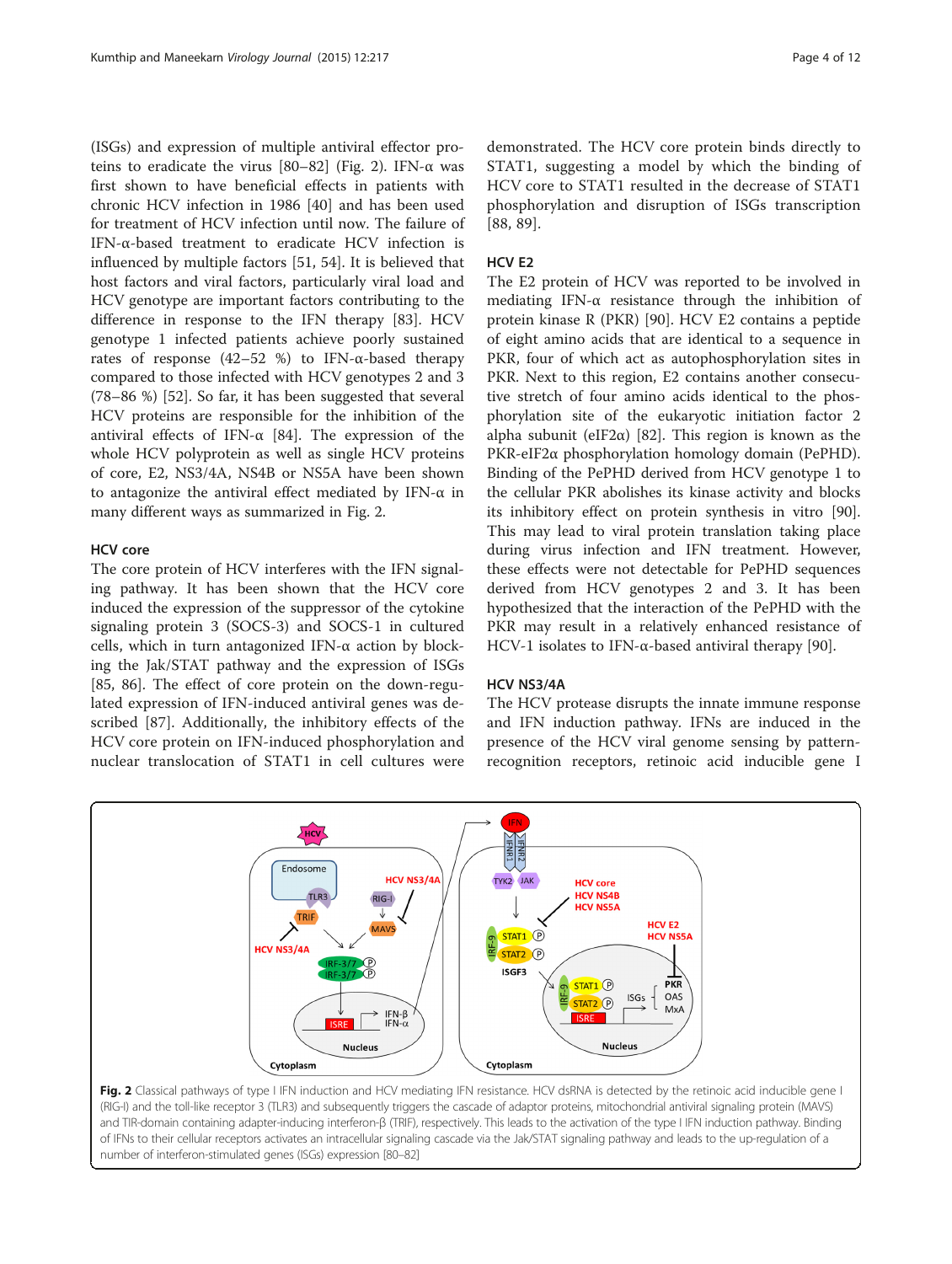(ISGs) and expression of multiple antiviral effector proteins to eradicate the virus [80–82] (Fig. 2). IFN-α was first shown to have beneficial effects in patients with chronic HCV infection in 1986 [40] and has been used for treatment of HCV infection until now. The failure of IFN-α-based treatment to eradicate HCV infection is influenced by multiple factors [51, 54]. It is believed that host factors and viral factors, particularly viral load and HCV genotype are important factors contributing to the difference in response to the IFN therapy [83]. HCV genotype 1 infected patients achieve poorly sustained rates of response (42–52 %) to IFN-α-based therapy compared to those infected with HCV genotypes 2 and 3 (78–86 %) [52]. So far, it has been suggested that several HCV proteins are responsible for the inhibition of the antiviral effects of IFN-α [84]. The expression of the whole HCV polyprotein as well as single HCV proteins of core, E2, NS3/4A, NS4B or NS5A have been shown to antagonize the antiviral effect mediated by IFN-α in many different ways as summarized in Fig. 2.

### HCV core

The core protein of HCV interferes with the IFN signaling pathway. It has been shown that the HCV core induced the expression of the suppressor of the cytokine signaling protein 3 (SOCS-3) and SOCS-1 in cultured cells, which in turn antagonized IFN-α action by blocking the Jak/STAT pathway and the expression of ISGs [85, 86]. The effect of core protein on the down-regulated expression of IFN-induced antiviral genes was described [87]. Additionally, the inhibitory effects of the HCV core protein on IFN-induced phosphorylation and nuclear translocation of STAT1 in cell cultures were demonstrated. The HCV core protein binds directly to STAT1, suggesting a model by which the binding of HCV core to STAT1 resulted in the decrease of STAT1 phosphorylation and disruption of ISGs transcription [88, 89].

### HCV E2

The E2 protein of HCV was reported to be involved in mediating IFN-α resistance through the inhibition of protein kinase R (PKR) [90]. HCV E2 contains a peptide of eight amino acids that are identical to a sequence in PKR, four of which act as autophosphorylation sites in PKR. Next to this region, E2 contains another consecutive stretch of four amino acids identical to the phosphorylation site of the eukaryotic initiation factor 2 alpha subunit (eIF2α) [82]. This region is known as the PKR-eIF2α phosphorylation homology domain (PePHD). Binding of the PePHD derived from HCV genotype 1 to the cellular PKR abolishes its kinase activity and blocks its inhibitory effect on protein synthesis in vitro [90]. This may lead to viral protein translation taking place during virus infection and IFN treatment. However, these effects were not detectable for PePHD sequences derived from HCV genotypes 2 and 3. It has been hypothesized that the interaction of the PePHD with the PKR may result in a relatively enhanced resistance of HCV-1 isolates to IFN-α-based antiviral therapy [90].

### HCV NS3/4A

The HCV protease disrupts the innate immune response and IFN induction pathway. IFNs are induced in the presence of the HCV viral genome sensing by pattern-recognition receptors, retinoic acid inducible gene I

**Fig. 2** Classical pathways of type I IFN induction and HCV mediating IFN resistance. HCV dsRNA is detected by the retinoic acid inducible gene I (RIG-I) and the toll-like receptor 3 (TLR3) and subsequently triggers the cascade of adaptor proteins, mitochondrial antiviral signaling protein (MAVS) and TIR-domain containing adapter-inducing interferon-β (TRIF), respectively. This leads to the activation of the type I IFN induction pathway. Binding of IFNs to their cellular receptors activates an intracellular signaling cascade via the Jak/STAT signaling pathway and leads to the up-regulation of a number of interferon-stimulated genes (ISGs) expression [80–82]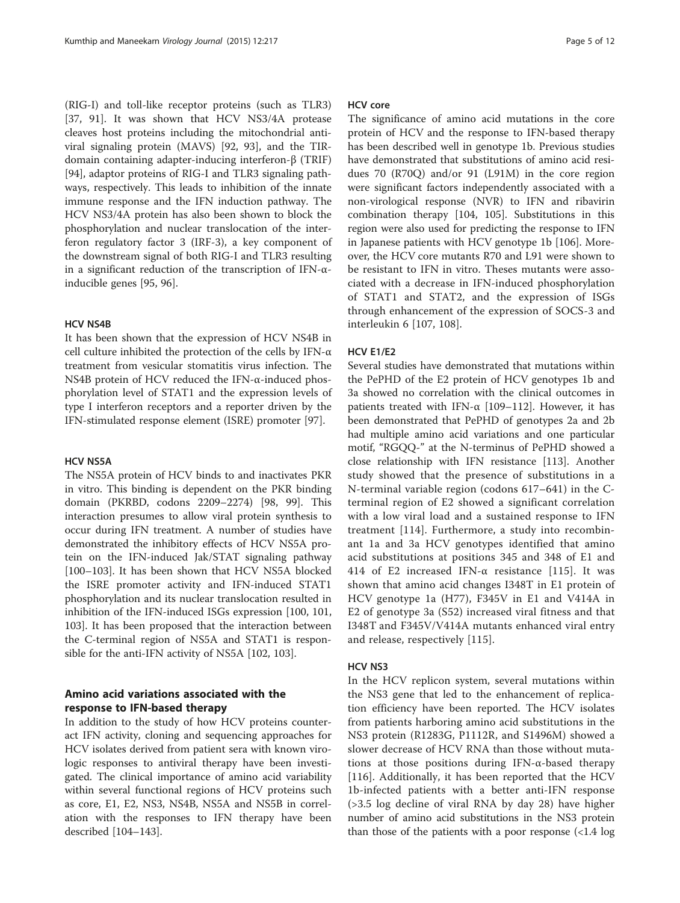(RIG-I) and toll-like receptor proteins (such as TLR3) [37, 91]. It was shown that HCV NS3/4A protease cleaves host proteins including the mitochondrial antiviral signaling protein (MAVS) [92, 93], and the TIR-domain containing adapter-inducing interferon-β (TRIF) [94], adaptor proteins of RIG-I and TLR3 signaling pathways, respectively. This leads to inhibition of the innate immune response and the IFN induction pathway. The HCV NS3/4A protein has also been shown to block the phosphorylation and nuclear translocation of the interferon regulatory factor 3 (IRF-3), a key component of the downstream signal of both RIG-I and TLR3 resulting in a significant reduction of the transcription of IFN-α-inducible genes [95, 96].

#### HCV NS4B

It has been shown that the expression of HCV NS4B in cell culture inhibited the protection of the cells by IFN-α treatment from vesicular stomatitis virus infection. The NS4B protein of HCV reduced the IFN-α-induced phosphorylation level of STAT1 and the expression levels of type I interferon receptors and a reporter driven by the IFN-stimulated response element (ISRE) promoter [97].

#### HCV NS5A

The NS5A protein of HCV binds to and inactivates PKR in vitro. This binding is dependent on the PKR binding domain (PKRBD, codons 2209–2274) [98, 99]. This interaction presumes to allow viral protein synthesis to occur during IFN treatment. A number of studies have demonstrated the inhibitory effects of HCV NS5A protein on the IFN-induced Jak/STAT signaling pathway [100–103]. It has been shown that HCV NS5A blocked the ISRE promoter activity and IFN-induced STAT1 phosphorylation and its nuclear translocation resulted in inhibition of the IFN-induced ISGs expression [100, 101, 103]. It has been proposed that the interaction between the C-terminal region of NS5A and STAT1 is responsible for the anti-IFN activity of NS5A [102, 103].

### Amino acid variations associated with the response to IFN-based therapy

In addition to the study of how HCV proteins counteract IFN activity, cloning and sequencing approaches for HCV isolates derived from patient sera with known virologic responses to antiviral therapy have been investigated. The clinical importance of amino acid variability within several functional regions of HCV proteins such as core, E1, E2, NS3, NS4B, NS5A and NS5B in correlation with the responses to IFN therapy have been described [104–143].

#### HCV core

The significance of amino acid mutations in the core protein of HCV and the response to IFN-based therapy has been described well in genotype 1b. Previous studies have demonstrated that substitutions of amino acid residues 70 (R70Q) and/or 91 (L91M) in the core region were significant factors independently associated with a non-virological response (NVR) to IFN and ribavirin combination therapy [104, 105]. Substitutions in this region were also used for predicting the response to IFN in Japanese patients with HCV genotype 1b [106]. Moreover, the HCV core mutants R70 and L91 were shown to be resistant to IFN in vitro. Theses mutants were associated with a decrease in IFN-induced phosphorylation of STAT1 and STAT2, and the expression of ISGs through enhancement of the expression of SOCS-3 and interleukin 6 [107, 108].

#### HCV E1/E2

Several studies have demonstrated that mutations within the PePHD of the E2 protein of HCV genotypes 1b and 3a showed no correlation with the clinical outcomes in patients treated with IFN-α [109–112]. However, it has been demonstrated that PePHD of genotypes 2a and 2b had multiple amino acid variations and one particular motif, "RGQQ-" at the N-terminus of PePHD showed a close relationship with IFN resistance [113]. Another study showed that the presence of substitutions in a N-terminal variable region (codons 617–641) in the C-terminal region of E2 showed a significant correlation with a low viral load and a sustained response to IFN treatment [114]. Furthermore, a study into recombinant 1a and 3a HCV genotypes identified that amino acid substitutions at positions 345 and 348 of E1 and 414 of E2 increased IFN-α resistance [115]. It was shown that amino acid changes I348T in E1 protein of HCV genotype 1a (H77), F345V in E1 and V414A in E2 of genotype 3a (S52) increased viral fitness and that I348T and F345V/V414A mutants enhanced viral entry and release, respectively [115].

#### HCV NS3

In the HCV replicon system, several mutations within the NS3 gene that led to the enhancement of replication efficiency have been reported. The HCV isolates from patients harboring amino acid substitutions in the NS3 protein (R1283G, P1112R, and S1496M) showed a slower decrease of HCV RNA than those without mutations at those positions during IFN-α-based therapy [116]. Additionally, it has been reported that the HCV 1b-infected patients with a better anti-IFN response (>3.5 log decline of viral RNA by day 28) have higher number of amino acid substitutions in the NS3 protein than those of the patients with a poor response (<1.4 log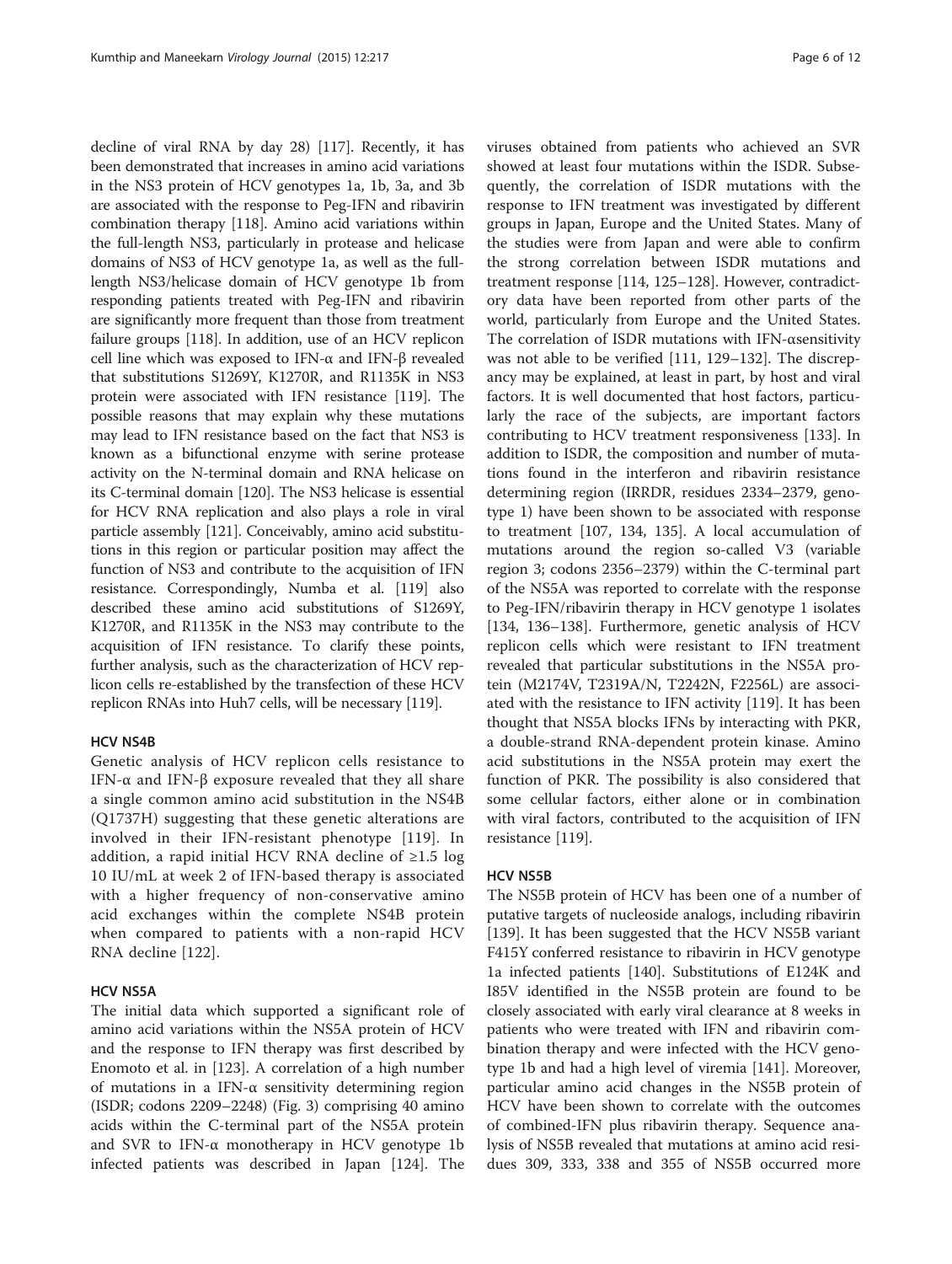decline of viral RNA by day 28) [117]. Recently, it has been demonstrated that increases in amino acid variations in the NS3 protein of HCV genotypes 1a, 1b, 3a, and 3b are associated with the response to Peg-IFN and ribavirin combination therapy [118]. Amino acid variations within the full-length NS3, particularly in protease and helicase domains of NS3 of HCV genotype 1a, as well as the full-length NS3/helicase domain of HCV genotype 1b from responding patients treated with Peg-IFN and ribavirin are significantly more frequent than those from treatment failure groups [118]. In addition, use of an HCV replicon cell line which was exposed to IFN-α and IFN-β revealed that substitutions S1269Y, K1270R, and R1135K in NS3 protein were associated with IFN resistance [119]. The possible reasons that may explain why these mutations may lead to IFN resistance based on the fact that NS3 is known as a bifunctional enzyme with serine protease activity on the N-terminal domain and RNA helicase on its C-terminal domain [120]. The NS3 helicase is essential for HCV RNA replication and also plays a role in viral particle assembly [121]. Conceivably, amino acid substitutions in this region or particular position may affect the function of NS3 and contribute to the acquisition of IFN resistance. Correspondingly, Numba et al. [119] also described these amino acid substitutions of S1269Y, K1270R, and R1135K in the NS3 may contribute to the acquisition of IFN resistance. To clarify these points, further analysis, such as the characterization of HCV replicon cells re-established by the transfection of these HCV replicon RNAs into Huh7 cells, will be necessary [119].

### HCV NS4B

Genetic analysis of HCV replicon cells resistance to IFN-α and IFN-β exposure revealed that they all share a single common amino acid substitution in the NS4B (Q1737H) suggesting that these genetic alterations are involved in their IFN-resistant phenotype [119]. In addition, a rapid initial HCV RNA decline of ≥1.5 log 10 IU/mL at week 2 of IFN-based therapy is associated with a higher frequency of non-conservative amino acid exchanges within the complete NS4B protein when compared to patients with a non-rapid HCV RNA decline [122].

### HCV NS5A

The initial data which supported a significant role of amino acid variations within the NS5A protein of HCV and the response to IFN therapy was first described by Enomoto et al. in [123]. A correlation of a high number of mutations in a IFN-α sensitivity determining region (ISDR; codons 2209–2248) (Fig. 3) comprising 40 amino acids within the C-terminal part of the NS5A protein and SVR to IFN-α monotherapy in HCV genotype 1b infected patients was described in Japan [124]. The viruses obtained from patients who achieved an SVR showed at least four mutations within the ISDR. Subsequently, the correlation of ISDR mutations with the response to IFN treatment was investigated by different groups in Japan, Europe and the United States. Many of the studies were from Japan and were able to confirm the strong correlation between ISDR mutations and treatment response [114, 125–128]. However, contradictory data have been reported from other parts of the world, particularly from Europe and the United States. The correlation of ISDR mutations with IFN-αsensitivity was not able to be verified [111, 129–132]. The discrepancy may be explained, at least in part, by host and viral factors. It is well documented that host factors, particularly the race of the subjects, are important factors contributing to HCV treatment responsiveness [133]. In addition to ISDR, the composition and number of mutations found in the interferon and ribavirin resistance determining region (IRRDR, residues 2334–2379, genotype 1) have been shown to be associated with response to treatment [107, 134, 135]. A local accumulation of mutations around the region so-called V3 (variable region 3; codons 2356–2379) within the C-terminal part of the NS5A was reported to correlate with the response to Peg-IFN/ribavirin therapy in HCV genotype 1 isolates [134, 136–138]. Furthermore, genetic analysis of HCV replicon cells which were resistant to IFN treatment revealed that particular substitutions in the NS5A protein (M2174V, T2319A/N, T2242N, F2256L) are associated with the resistance to IFN activity [119]. It has been thought that NS5A blocks IFNs by interacting with PKR, a double-strand RNA-dependent protein kinase. Amino acid substitutions in the NS5A protein may exert the function of PKR. The possibility is also considered that some cellular factors, either alone or in combination with viral factors, contributed to the acquisition of IFN resistance [119].

### HCV NS5B

The NS5B protein of HCV has been one of a number of putative targets of nucleoside analogs, including ribavirin [139]. It has been suggested that the HCV NS5B variant F415Y conferred resistance to ribavirin in HCV genotype 1a infected patients [140]. Substitutions of E124K and I85V identified in the NS5B protein are found to be closely associated with early viral clearance at 8 weeks in patients who were treated with IFN and ribavirin combination therapy and were infected with the HCV genotype 1b and had a high level of viremia [141]. Moreover, particular amino acid changes in the NS5B protein of HCV have been shown to correlate with the outcomes of combined-IFN plus ribavirin therapy. Sequence analysis of NS5B revealed that mutations at amino acid residues 309, 333, 338 and 355 of NS5B occurred more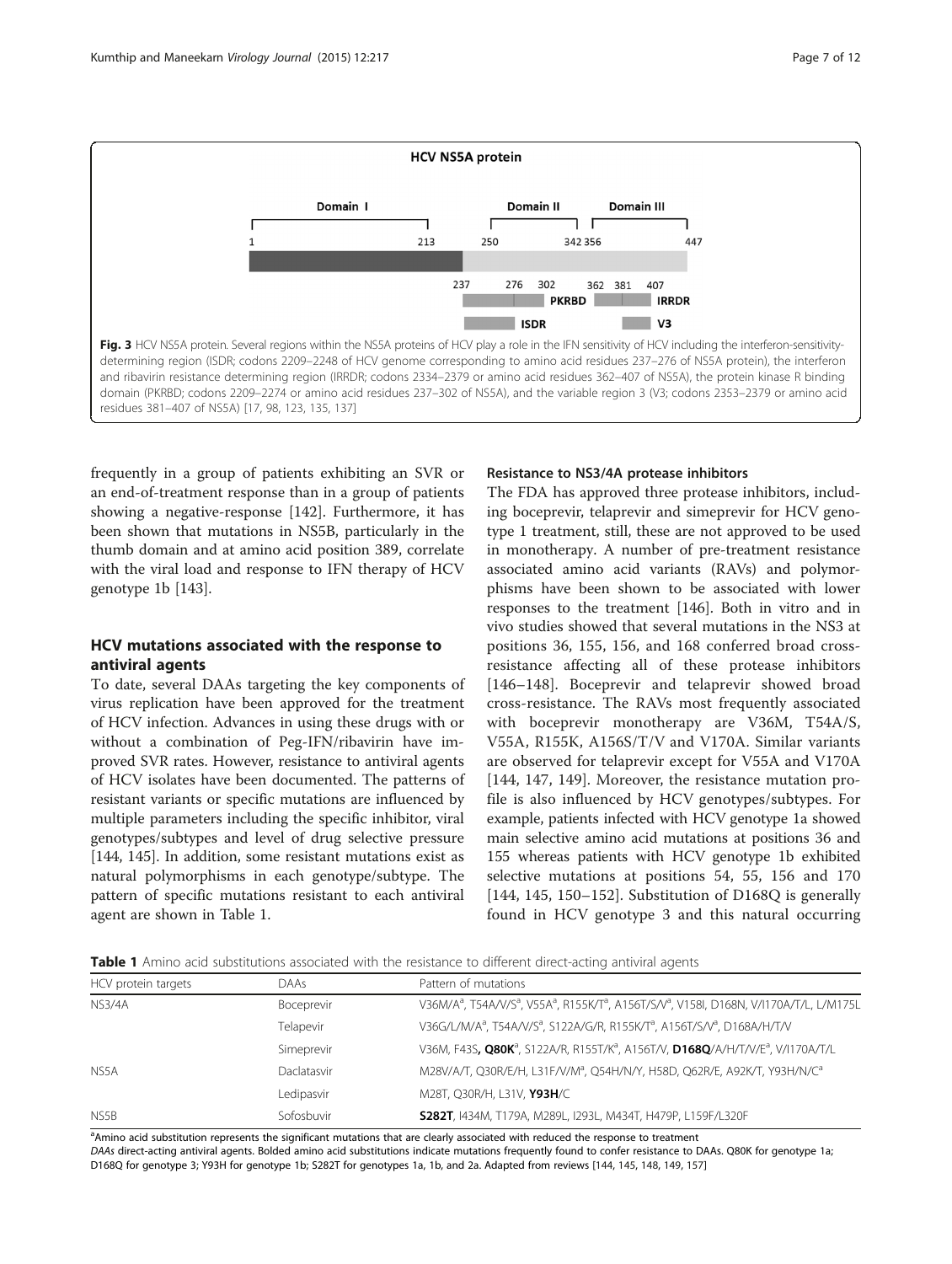HCV NS5A protein

Domain I

Domain II

Domain III

1 213 250 342 356 447

237 276 302 362 381 407

PKRBD

IRRDR

ISDR

V3

**Fig. 3** HCV NS5A protein. Several regions within the NS5A proteins of HCV play a role in the IFN sensitivity of HCV including the interferon-sensitivity-determining region (ISDR; codons 2209–2248 of HCV genome corresponding to amino acid residues 237–276 of NS5A protein), the interferon and ribavirin resistance determining region (IRRDR; codons 2334–2379 or amino acid residues 362–407 of NS5A), the protein kinase R binding domain (PKRBD; codons 2209–2274 or amino acid residues 237–302 of NS5A), and the variable region 3 (V3; codons 2353–2379 or amino acid residues 381–407 of NS5A) [17, 98, 123, 135, 137]

frequently in a group of patients exhibiting an SVR or an end-of-treatment response than in a group of patients showing a negative-response [142]. Furthermore, it has been shown that mutations in NS5B, particularly in the thumb domain and at amino acid position 389, correlate with the viral load and response to IFN therapy of HCV genotype 1b [143].

## HCV mutations associated with the response to antiviral agents

To date, several DAAs targeting the key components of virus replication have been approved for the treatment of HCV infection. Advances in using these drugs with or without a combination of Peg-IFN/ribavirin have improved SVR rates. However, resistance to antiviral agents of HCV isolates have been documented. The patterns of resistant variants or specific mutations are influenced by multiple parameters including the specific inhibitor, viral genotypes/subtypes and level of drug selective pressure [144, 145]. In addition, some resistant mutations exist as natural polymorphisms in each genotype/subtype. The pattern of specific mutations resistant to each antiviral agent are shown in Table 1.

### Resistance to NS3/4A protease inhibitors

The FDA has approved three protease inhibitors, including boceprevir, telaprevir and simeprevir for HCV genotype 1 treatment, still, these are not approved to be used in monotherapy. A number of pre-treatment resistance associated amino acid variants (RAVs) and polymorphisms have been shown to be associated with lower responses to the treatment [146]. Both in vitro and in vivo studies showed that several mutations in the NS3 at positions 36, 155, 156, and 168 conferred broad cross-resistance affecting all of these protease inhibitors [146–148]. Boceprevir and telaprevir showed broad cross-resistance. The RAVs most frequently associated with boceprevir monotherapy are V36M, T54A/S, V55A, R155K, A156S/T/V and V170A. Similar variants are observed for telaprevir except for V55A and V170A [144, 147, 149]. Moreover, the resistance mutation profile is also influenced by HCV genotypes/subtypes. For example, patients infected with HCV genotype 1a showed main selective amino acid mutations at positions 36 and 155 whereas patients with HCV genotype 1b exhibited selective mutations at positions 54, 55, 156 and 170 [144, 145, 150–152]. Substitution of D168Q is generally found in HCV genotype 3 and this natural occurring

**Table 1** Amino acid substitutions associated with the resistance to different direct-acting antiviral agents

| HCV protein targets | DAAs | Pattern of mutations |
|---|---|---|
| NS3/4A | Boceprevir | V36M/A[a], T54A/V/S[a], V55A[a], R155K/T[a], A156T/S/V[a], V158I, D168N, V/I170A/T/L, L/M175L |
| | Telapevir | V36G/L/M/A[a], T54A/V/S[a], S122A/G/R, R155K/T[a], A156T/S/V[a], D168A/H/T/V |
| | Simeprevir | V36M, F43S, **Q80K**[a], S122A/R, R155T/K[a], A156T/V, **D168Q**/A/H/T/V/E[a], V/I170A/T/L |
| NS5A | Daclatasvir | M28V/A/T, Q30R/E/H, L31F/V/M[a], Q54H/N/Y, H58D, Q62R/E, A92K/T, Y93H/N/C[a] |
| | Ledipasvir | M28T, Q30R/H, L31V, **Y93H**/C |
| NS5B | Sofosbuvir | **S282T**, I434M, T179A, M289L, I293L, M434T, H479P, L159F/L320F |

[a]Amino acid substitution represents the significant mutations that are clearly associated with reduced the response to treatment

*DAAs* direct-acting antiviral agents. Bolded amino acid substitutions indicate mutations frequently found to confer resistance to DAAs. Q80K for genotype 1a; D168Q for genotype 3; Y93H for genotype 1b; S282T for genotypes 1a, 1b, and 2a. Adapted from reviews [144, 145, 148, 149, 157]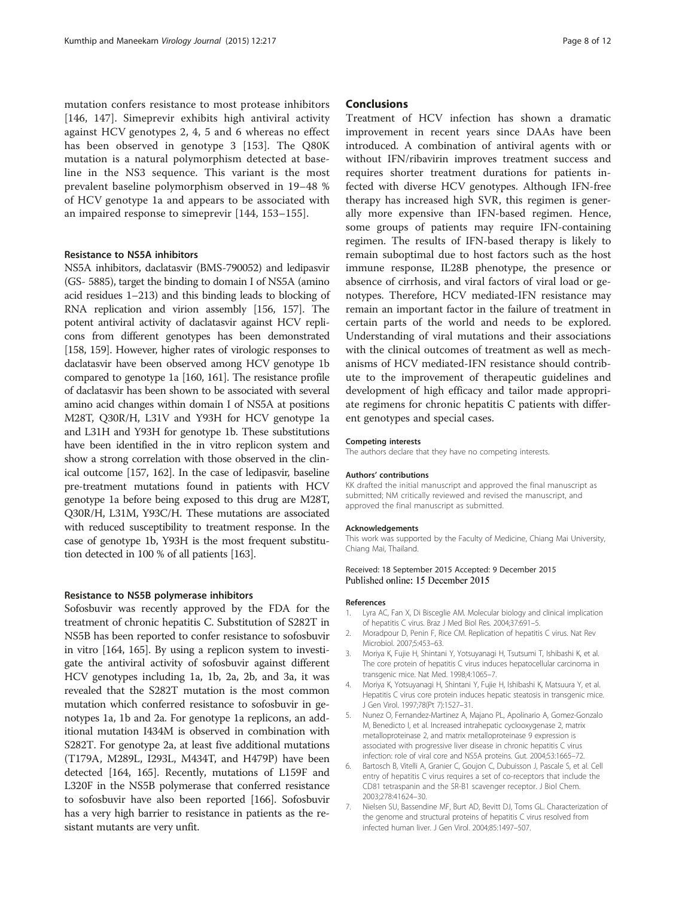mutation confers resistance to most protease inhibitors [146, 147]. Simeprevir exhibits high antiviral activity against HCV genotypes 2, 4, 5 and 6 whereas no effect has been observed in genotype 3 [153]. The Q80K mutation is a natural polymorphism detected at baseline in the NS3 sequence. This variant is the most prevalent baseline polymorphism observed in 19–48 % of HCV genotype 1a and appears to be associated with an impaired response to simeprevir [144, 153–155].

### Resistance to NS5A inhibitors

NS5A inhibitors, daclatasvir (BMS-790052) and ledipasvir (GS- 5885), target the binding to domain I of NS5A (amino acid residues 1–213) and this binding leads to blocking of RNA replication and virion assembly [156, 157]. The potent antiviral activity of daclatasvir against HCV replicons from different genotypes has been demonstrated [158, 159]. However, higher rates of virologic responses to daclatasvir have been observed among HCV genotype 1b compared to genotype 1a [160, 161]. The resistance profile of daclatasvir has been shown to be associated with several amino acid changes within domain I of NS5A at positions M28T, Q30R/H, L31V and Y93H for HCV genotype 1a and L31H and Y93H for genotype 1b. These substitutions have been identified in the in vitro replicon system and show a strong correlation with those observed in the clinical outcome [157, 162]. In the case of ledipasvir, baseline pre-treatment mutations found in patients with HCV genotype 1a before being exposed to this drug are M28T, Q30R/H, L31M, Y93C/H. These mutations are associated with reduced susceptibility to treatment response. In the case of genotype 1b, Y93H is the most frequent substitution detected in 100 % of all patients [163].

### Resistance to NS5B polymerase inhibitors

Sofosbuvir was recently approved by the FDA for the treatment of chronic hepatitis C. Substitution of S282T in NS5B has been reported to confer resistance to sofosbuvir in vitro [164, 165]. By using a replicon system to investigate the antiviral activity of sofosbuvir against different HCV genotypes including 1a, 1b, 2a, 2b, and 3a, it was revealed that the S282T mutation is the most common mutation which conferred resistance to sofosbuvir in genotypes 1a, 1b and 2a. For genotype 1a replicons, an additional mutation I434M is observed in combination with S282T. For genotype 2a, at least five additional mutations (T179A, M289L, I293L, M434T, and H479P) have been detected [164, 165]. Recently, mutations of L159F and L320F in the NS5B polymerase that conferred resistance to sofosbuvir have also been reported [166]. Sofosbuvir has a very high barrier to resistance in patients as the resistant mutants are very unfit.

## Conclusions

Treatment of HCV infection has shown a dramatic improvement in recent years since DAAs have been introduced. A combination of antiviral agents with or without IFN/ribavirin improves treatment success and requires shorter treatment durations for patients infected with diverse HCV genotypes. Although IFN-free therapy has increased high SVR, this regimen is generally more expensive than IFN-based regimen. Hence, some groups of patients may require IFN-containing regimen. The results of IFN-based therapy is likely to remain suboptimal due to host factors such as the host immune response, IL28B phenotype, the presence or absence of cirrhosis, and viral factors of viral load or genotypes. Therefore, HCV mediated-IFN resistance may remain an important factor in the failure of treatment in certain parts of the world and needs to be explored. Understanding of viral mutations and their associations with the clinical outcomes of treatment as well as mechanisms of HCV mediated-IFN resistance should contribute to the improvement of therapeutic guidelines and development of high efficacy and tailor made appropriate regimens for chronic hepatitis C patients with different genotypes and special cases.

#### Competing interests

The authors declare that they have no competing interests.

#### Authors' contributions

KK drafted the initial manuscript and approved the final manuscript as submitted; NM critically reviewed and revised the manuscript, and approved the final manuscript as submitted.

#### Acknowledgements

This work was supported by the Faculty of Medicine, Chiang Mai University, Chiang Mai, Thailand.

Received: 18 September 2015 Accepted: 9 December 2015
Published online: 15 December 2015

#### References

1. Lyra AC, Fan X, Di Bisceglie AM. Molecular biology and clinical implication of hepatitis C virus. Braz J Med Biol Res. 2004;37:691–5.
2. Moradpour D, Penin F, Rice CM. Replication of hepatitis C virus. Nat Rev Microbiol. 2007;5:453–63.
3. Moriya K, Fujie H, Shintani Y, Yotsuyanagi H, Tsutsumi T, Ishibashi K, et al. The core protein of hepatitis C virus induces hepatocellular carcinoma in transgenic mice. Nat Med. 1998;4:1065–7.
4. Moriya K, Yotsuyanagi H, Shintani Y, Fujie H, Ishibashi K, Matsuura Y, et al. Hepatitis C virus core protein induces hepatic steatosis in transgenic mice. J Gen Virol. 1997;78(Pt 7):1527–31.
5. Nunez O, Fernandez-Martinez A, Majano PL, Apolinario A, Gomez-Gonzalo M, Benedicto I, et al. Increased intrahepatic cyclooxygenase 2, matrix metalloproteinase 2, and matrix metalloproteinase 9 expression is associated with progressive liver disease in chronic hepatitis C virus infection: role of viral core and NS5A proteins. Gut. 2004;53:1665–72.
6. Bartosch B, Vitelli A, Granier C, Goujon C, Dubuisson J, Pascale S, et al. Cell entry of hepatitis C virus requires a set of co-receptors that include the CD81 tetraspanin and the SR-B1 scavenger receptor. J Biol Chem. 2003;278:41624–30.
7. Nielsen SU, Bassendine MF, Burt AD, Bevitt DJ, Toms GL. Characterization of the genome and structural proteins of hepatitis C virus resolved from infected human liver. J Gen Virol. 2004;85:1497–507.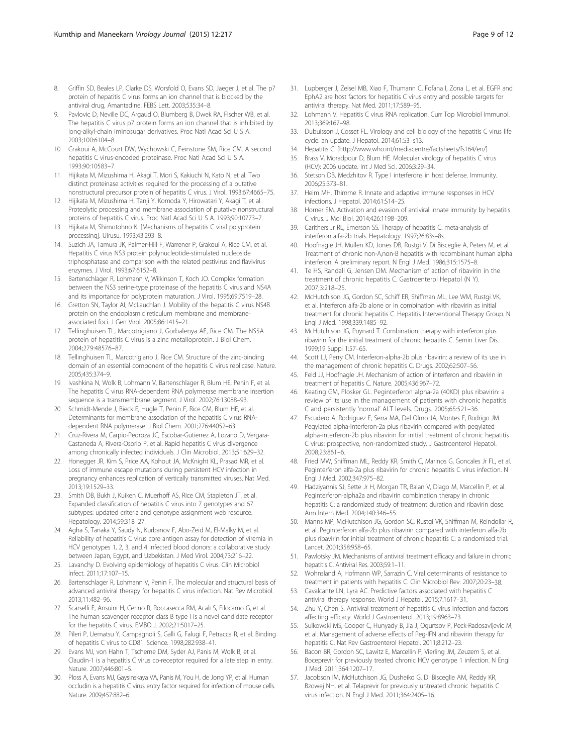8. Griffin SD, Beales LP, Clarke DS, Worsfold O, Evans SD, Jaeger J, et al. The p7 protein of hepatitis C virus forms an ion channel that is blocked by the antiviral drug, Amantadine. FEBS Lett. 2003;535:34–8.
9. Pavlovic D, Neville DC, Argaud O, Blumberg B, Dwek RA, Fischer WB, et al. The hepatitis C virus p7 protein forms an ion channel that is inhibited by long-alkyl-chain iminosugar derivatives. Proc Natl Acad Sci U S A. 2003;100:6104–8.
10. Grakoui A, McCourt DW, Wychowski C, Feinstone SM, Rice CM. A second hepatitis C virus-encoded proteinase. Proc Natl Acad Sci U S A. 1993;90:10583–7.
11. Hijikata M, Mizushima H, Akagi T, Mori S, Kakiuchi N, Kato N, et al. Two distinct proteinase activities required for the processing of a putative nonstructural precursor protein of hepatitis C virus. J Virol. 1993;67:4665–75.
12. Hijikata M, Mizushima H, Tanji Y, Komoda Y, Hirowatari Y, Akagi T, et al. Proteolytic processing and membrane association of putative nonstructural proteins of hepatitis C virus. Proc Natl Acad Sci U S A. 1993;90:10773–7.
13. Hijikata M, Shimotohno K. [Mechanisms of hepatitis C viral polyprotein processing]. Uirusu. 1993;43:293–8.
14. Suzich JA, Tamura JK, Palmer-Hill F, Warrener P, Grakoui A, Rice CM, et al. Hepatitis C virus NS3 protein polynucleotide-stimulated nucleoside triphosphatase and comparison with the related pestivirus and flavivirus enzymes. J Virol. 1993;67:6152–8.
15. Bartenschlager R, Lohmann V, Wilkinson T, Koch JO. Complex formation between the NS3 serine-type proteinase of the hepatitis C virus and NS4A and its importance for polyprotein maturation. J Virol. 1995;69:7519–28.
16. Gretton SN, Taylor AI, McLauchlan J. Mobility of the hepatitis C virus NS4B protein on the endoplasmic reticulum membrane and membrane-associated foci. J Gen Virol. 2005;86:1415–21.
17. Tellinghuisen TL, Marcotrigiano J, Gorbalenya AE, Rice CM. The NS5A protein of hepatitis C virus is a zinc metalloprotein. J Biol Chem. 2004;279:48576–87.
18. Tellinghuisen TL, Marcotrigiano J, Rice CM. Structure of the zinc-binding domain of an essential component of the hepatitis C virus replicase. Nature. 2005;435:374–9.
19. Ivashkina N, Wolk B, Lohmann V, Bartenschlager R, Blum HE, Penin F, et al. The hepatitis C virus RNA-dependent RNA polymerase membrane insertion sequence is a transmembrane segment. J Virol. 2002;76:13088–93.
20. Schmidt-Mende J, Bieck E, Hugle T, Penin F, Rice CM, Blum HE, et al. Determinants for membrane association of the hepatitis C virus RNA-dependent RNA polymerase. J Biol Chem. 2001;276:44052–63.
21. Cruz-Rivera M, Carpio-Pedroza JC, Escobar-Gutierrez A, Lozano D, Vergara-Castaneda A, Rivera-Osorio P, et al. Rapid hepatitis C virus divergence among chronically infected individuals. J Clin Microbiol. 2013;51:629–32.
22. Honegger JR, Kim S, Price AA, Kohout JA, McKnight KL, Prasad MR, et al. Loss of immune escape mutations during persistent HCV infection in pregnancy enhances replication of vertically transmitted viruses. Nat Med. 2013;19:1529–33.
23. Smith DB, Bukh J, Kuiken C, Muerhoff AS, Rice CM, Stapleton JT, et al. Expanded classification of hepatitis C virus into 7 genotypes and 67 subtypes: updated criteria and genotype assignment web resource. Hepatology. 2014;59:318–27.
24. Agha S, Tanaka Y, Saudy N, Kurbanov F, Abo-Zeid M, El-Malky M, et al. Reliability of hepatitis C virus core antigen assay for detection of viremia in HCV genotypes 1, 2, 3, and 4 infected blood donors: a collaborative study between Japan, Egypt, and Uzbekistan. J Med Virol. 2004;73:216–22.
25. Lavanchy D. Evolving epidemiology of hepatitis C virus. Clin Microbiol Infect. 2011;17:107–15.
26. Bartenschlager R, Lohmann V, Penin F. The molecular and structural basis of advanced antiviral therapy for hepatitis C virus infection. Nat Rev Microbiol. 2013;11:482–96.
27. Scarselli E, Ansuini H, Cerino R, Roccasecca RM, Acali S, Filocamo G, et al. The human scavenger receptor class B type I is a novel candidate receptor for the hepatitis C virus. EMBO J. 2002;21:5017–25.
28. Pileri P, Uematsu Y, Campagnoli S, Galli G, Falugi F, Petracca R, et al. Binding of hepatitis C virus to CD81. Science. 1998;282:938–41.
29. Evans MJ, von Hahn T, Tscherne DM, Syder AJ, Panis M, Wolk B, et al. Claudin-1 is a hepatitis C virus co-receptor required for a late step in entry. Nature. 2007;446:801–5.
30. Ploss A, Evans MJ, Gaysinskaya VA, Panis M, You H, de Jong YP, et al. Human occludin is a hepatitis C virus entry factor required for infection of mouse cells. Nature. 2009;457:882–6.
31. Lupberger J, Zeisel MB, Xiao F, Thumann C, Fofana I, Zona L, et al. EGFR and EphA2 are host factors for hepatitis C virus entry and possible targets for antiviral therapy. Nat Med. 2011;17:589–95.
32. Lohmann V. Hepatitis C virus RNA replication. Curr Top Microbiol Immunol. 2013;369:167–98.
33. Dubuisson J, Cosset FL. Virology and cell biology of the hepatitis C virus life cycle: an update. J Hepatol. 2014;61:S3–s13.
34. Hepatitis C. [http://www.who.int/mediacentre/factsheets/fs164/en/]
35. Brass V, Moradpour D, Blum HE. Molecular virology of hepatitis C virus (HCV): 2006 update. Int J Med Sci. 2006;3:29–34.
36. Stetson DB, Medzhitov R. Type I interferons in host defense. Immunity. 2006;25:373–81.
37. Heim MH, Thimme R. Innate and adaptive immune responses in HCV infections. J Hepatol. 2014;61:S14–25.
38. Horner SM. Activation and evasion of antiviral innate immunity by hepatitis C virus. J Mol Biol. 2014;426:1198–209.
39. Carithers Jr RL, Emerson SS. Therapy of hepatitis C: meta-analysis of interferon alfa-2b trials. Hepatology. 1997;26:83s–8s.
40. Hoofnagle JH, Mullen KD, Jones DB, Rustgi V, Di Bisceglie A, Peters M, et al. Treatment of chronic non-A,non-B hepatitis with recombinant human alpha interferon. A preliminary report. N Engl J Med. 1986;315:1575–8.
41. Te HS, Randall G, Jensen DM. Mechanism of action of ribavirin in the treatment of chronic hepatitis C. Gastroenterol Hepatol (N Y). 2007;3:218–25.
42. McHutchison JG, Gordon SC, Schiff ER, Shiffman ML, Lee WM, Rustgi VK, et al. Interferon alfa-2b alone or in combination with ribavirin as initial treatment for chronic hepatitis C. Hepatitis Interventional Therapy Group. N Engl J Med. 1998;339:1485–92.
43. McHutchison JG, Poynard T. Combination therapy with interferon plus ribavirin for the initial treatment of chronic hepatitis C. Semin Liver Dis. 1999;19 Suppl 1:57–65.
44. Scott LJ, Perry CM. Interferon-alpha-2b plus ribavirin: a review of its use in the management of chronic hepatitis C. Drugs. 2002;62:507–56.
45. Feld JJ, Hoofnagle JH. Mechanism of action of interferon and ribavirin in treatment of hepatitis C. Nature. 2005;436:967–72.
46. Keating GM, Plosker GL. Peginterferon alpha-2a (40KD) plus ribavirin: a review of its use in the management of patients with chronic hepatitis C and persistently 'normal' ALT levels. Drugs. 2005;65:521–36.
47. Escudero A, Rodriguez F, Serra MA, Del Olmo JA, Montes F, Rodrigo JM. Pegylated alpha-interferon-2a plus ribavirin compared with pegylated alpha-interferon-2b plus ribavirin for initial treatment of chronic hepatitis C virus: prospective, non-randomized study. J Gastroenterol Hepatol. 2008;23:861–6.
48. Fried MW, Shiffman ML, Reddy KR, Smith C, Marinos G, Goncales Jr FL, et al. Peginterferon alfa-2a plus ribavirin for chronic hepatitis C virus infection. N Engl J Med. 2002;347:975–82.
49. Hadziyannis SJ, Sette Jr H, Morgan TR, Balan V, Diago M, Marcellin P, et al. Peginterferon-alpha2a and ribavirin combination therapy in chronic hepatitis C: a randomized study of treatment duration and ribavirin dose. Ann Intern Med. 2004;140:346–55.
50. Manns MP, McHutchison JG, Gordon SC, Rustgi VK, Shiffman M, Reindollar R, et al. Peginterferon alfa-2b plus ribavirin compared with interferon alfa-2b plus ribavirin for initial treatment of chronic hepatitis C: a randomised trial. Lancet. 2001;358:958–65.
51. Pawlotsky JM. Mechanisms of antiviral treatment efficacy and failure in chronic hepatitis C. Antiviral Res. 2003;59:1–11.
52. Wohnsland A, Hofmann WP, Sarrazin C. Viral determinants of resistance to treatment in patients with hepatitis C. Clin Microbiol Rev. 2007;20:23–38.
53. Cavalcante LN, Lyra AC. Predictive factors associated with hepatitis C antiviral therapy response. World J Hepatol. 2015;7:1617–31.
54. Zhu Y, Chen S. Antiviral treatment of hepatitis C virus infection and factors affecting efficacy. World J Gastroenterol. 2013;19:8963–73.
55. Sulkowski MS, Cooper C, Hunyady B, Jia J, Ogurtsov P, Peck-Radosavljevic M, et al. Management of adverse effects of Peg-IFN and ribavirin therapy for hepatitis C. Nat Rev Gastroenterol Hepatol. 2011;8:212–23.
56. Bacon BR, Gordon SC, Lawitz E, Marcellin P, Vierling JM, Zeuzem S, et al. Boceprevir for previously treated chronic HCV genotype 1 infection. N Engl J Med. 2011;364:1207–17.
57. Jacobson IM, McHutchison JG, Dusheiko G, Di Bisceglie AM, Reddy KR, Bzowej NH, et al. Telaprevir for previously untreated chronic hepatitis C virus infection. N Engl J Med. 2011;364:2405–16.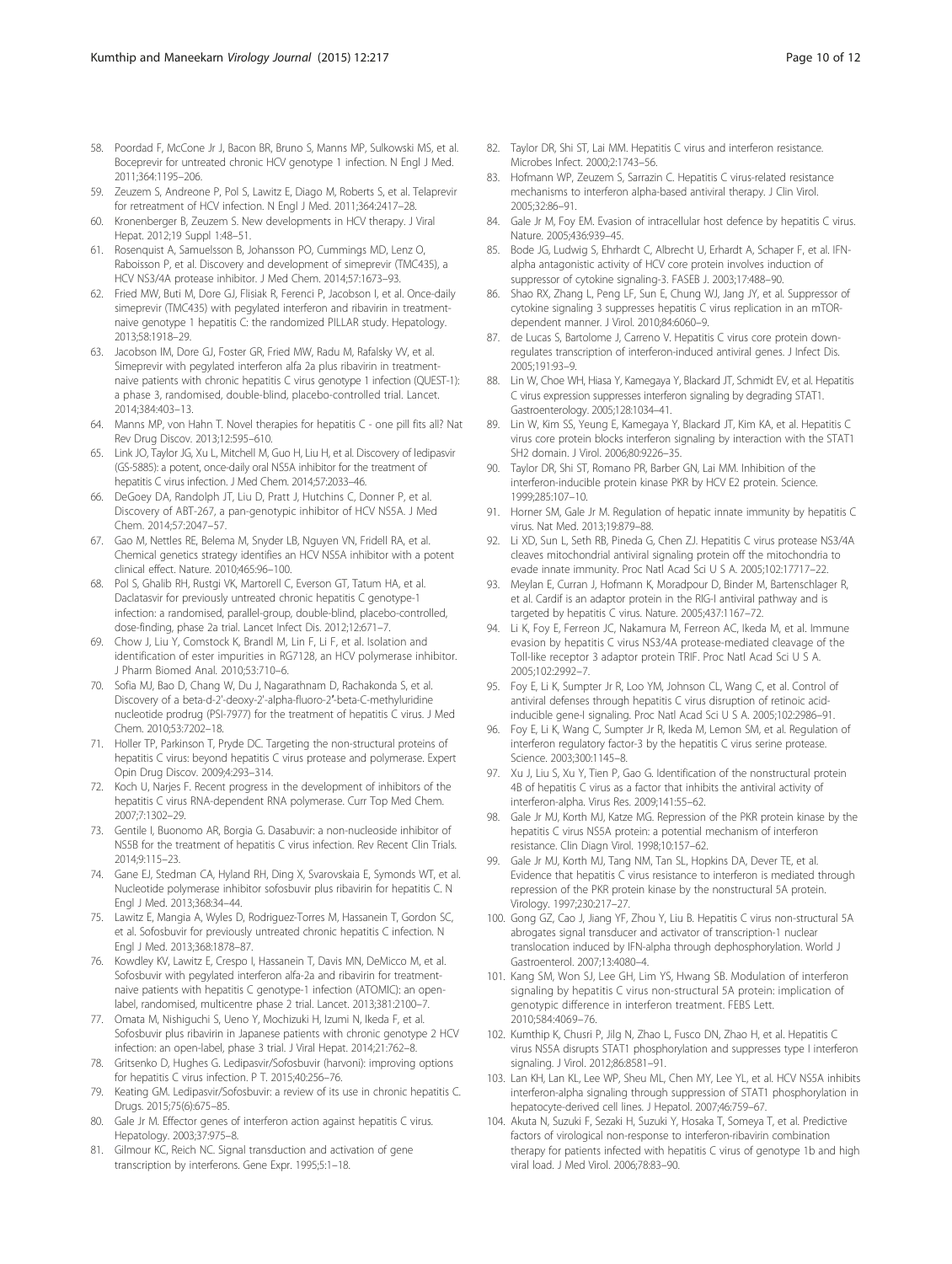58. Poordad F, McCone Jr J, Bacon BR, Bruno S, Manns MP, Sulkowski MS, et al. Boceprevir for untreated chronic HCV genotype 1 infection. N Engl J Med. 2011;364:1195–206.
59. Zeuzem S, Andreone P, Pol S, Lawitz E, Diago M, Roberts S, et al. Telaprevir for retreatment of HCV infection. N Engl J Med. 2011;364:2417–28.
60. Kronenberger B, Zeuzem S. New developments in HCV therapy. J Viral Hepat. 2012;19 Suppl 1:48–51.
61. Rosenquist A, Samuelsson B, Johansson PO, Cummings MD, Lenz O, Raboisson P, et al. Discovery and development of simeprevir (TMC435), a HCV NS3/4A protease inhibitor. J Med Chem. 2014;57:1673–93.
62. Fried MW, Buti M, Dore GJ, Flisiak R, Ferenci P, Jacobson I, et al. Once-daily simeprevir (TMC435) with pegylated interferon and ribavirin in treatment-naive genotype 1 hepatitis C: the randomized PILLAR study. Hepatology. 2013;58:1918–29.
63. Jacobson IM, Dore GJ, Foster GR, Fried MW, Radu M, Rafalsky VV, et al. Simeprevir with pegylated interferon alfa 2a plus ribavirin in treatment-naive patients with chronic hepatitis C virus genotype 1 infection (QUEST-1): a phase 3, randomised, double-blind, placebo-controlled trial. Lancet. 2014;384:403–13.
64. Manns MP, von Hahn T. Novel therapies for hepatitis C - one pill fits all? Nat Rev Drug Discov. 2013;12:595–610.
65. Link JO, Taylor JG, Xu L, Mitchell M, Guo H, Liu H, et al. Discovery of ledipasvir (GS-5885): a potent, once-daily oral NS5A inhibitor for the treatment of hepatitis C virus infection. J Med Chem. 2014;57:2033–46.
66. DeGoey DA, Randolph JT, Liu D, Pratt J, Hutchins C, Donner P, et al. Discovery of ABT-267, a pan-genotypic inhibitor of HCV NS5A. J Med Chem. 2014;57:2047–57.
67. Gao M, Nettles RE, Belema M, Snyder LB, Nguyen VN, Fridell RA, et al. Chemical genetics strategy identifies an HCV NS5A inhibitor with a potent clinical effect. Nature. 2010;465:96–100.
68. Pol S, Ghalib RH, Rustgi VK, Martorell C, Everson GT, Tatum HA, et al. Daclatasvir for previously untreated chronic hepatitis C genotype-1 infection: a randomised, parallel-group, double-blind, placebo-controlled, dose-finding, phase 2a trial. Lancet Infect Dis. 2012;12:671–7.
69. Chow J, Liu Y, Comstock K, Brandl M, Lin F, Li F, et al. Isolation and identification of ester impurities in RG7128, an HCV polymerase inhibitor. J Pharm Biomed Anal. 2010;53:710–6.
70. Sofia MJ, Bao D, Chang W, Du J, Nagarathnam D, Rachakonda S, et al. Discovery of a beta-d-2'-deoxy-2'-alpha-fluoro-2'-beta-C-methyluridine nucleotide prodrug (PSI-7977) for the treatment of hepatitis C virus. J Med Chem. 2010;53:7202–18.
71. Holler TP, Parkinson T, Pryde DC. Targeting the non-structural proteins of hepatitis C virus: beyond hepatitis C virus protease and polymerase. Expert Opin Drug Discov. 2009;4:293–314.
72. Koch U, Narjes F. Recent progress in the development of inhibitors of the hepatitis C virus RNA-dependent RNA polymerase. Curr Top Med Chem. 2007;7:1302–29.
73. Gentile I, Buonomo AR, Borgia G. Dasabuvir: a non-nucleoside inhibitor of NS5B for the treatment of hepatitis C virus infection. Rev Recent Clin Trials. 2014;9:115–23.
74. Gane EJ, Stedman CA, Hyland RH, Ding X, Svarovskaia E, Symonds WT, et al. Nucleotide polymerase inhibitor sofosbuvir plus ribavirin for hepatitis C. N Engl J Med. 2013;368:34–44.
75. Lawitz E, Mangia A, Wyles D, Rodriguez-Torres M, Hassanein T, Gordon SC, et al. Sofosbuvir for previously untreated chronic hepatitis C infection. N Engl J Med. 2013;368:1878–87.
76. Kowdley KV, Lawitz E, Crespo I, Hassanein T, Davis MN, DeMicco M, et al. Sofosbuvir with pegylated interferon alfa-2a and ribavirin for treatment-naive patients with hepatitis C genotype-1 infection (ATOMIC): an open-label, randomised, multicentre phase 2 trial. Lancet. 2013;381:2100–7.
77. Omata M, Nishiguchi S, Ueno Y, Mochizuki H, Izumi N, Ikeda F, et al. Sofosbuvir plus ribavirin in Japanese patients with chronic genotype 2 HCV infection: an open-label, phase 3 trial. J Viral Hepat. 2014;21:762–8.
78. Gritsenko D, Hughes G. Ledipasvir/Sofosbuvir (harvoni): improving options for hepatitis C virus infection. P T. 2015;40:256–76.
79. Keating GM. Ledipasvir/Sofosbuvir: a review of its use in chronic hepatitis C. Drugs. 2015;75(6):675–85.
80. Gale Jr M. Effector genes of interferon action against hepatitis C virus. Hepatology. 2003;37:975–8.
81. Gilmour KC, Reich NC. Signal transduction and activation of gene transcription by interferons. Gene Expr. 1995;5:1–18.
82. Taylor DR, Shi ST, Lai MM. Hepatitis C virus and interferon resistance. Microbes Infect. 2000;2:1743–56.
83. Hofmann WP, Zeuzem S, Sarrazin C. Hepatitis C virus-related resistance mechanisms to interferon alpha-based antiviral therapy. J Clin Virol. 2005;32:86–91.
84. Gale Jr M, Foy EM. Evasion of intracellular host defence by hepatitis C virus. Nature. 2005;436:939–45.
85. Bode JG, Ludwig S, Ehrhardt C, Albrecht U, Erhardt A, Schaper F, et al. IFN-alpha antagonistic activity of HCV core protein involves induction of suppressor of cytokine signaling-3. FASEB J. 2003;17:488–90.
86. Shao RX, Zhang L, Peng LF, Sun E, Chung WJ, Jang JY, et al. Suppressor of cytokine signaling 3 suppresses hepatitis C virus replication in an mTOR-dependent manner. J Virol. 2010;84:6060–9.
87. de Lucas S, Bartolome J, Carreno V. Hepatitis C virus core protein down-regulates transcription of interferon-induced antiviral genes. J Infect Dis. 2005;191:93–9.
88. Lin W, Choe WH, Hiasa Y, Kamegaya Y, Blackard JT, Schmidt EV, et al. Hepatitis C virus expression suppresses interferon signaling by degrading STAT1. Gastroenterology. 2005;128:1034–41.
89. Lin W, Kim SS, Yeung E, Kamegaya Y, Blackard JT, Kim KA, et al. Hepatitis C virus core protein blocks interferon signaling by interaction with the STAT1 SH2 domain. J Virol. 2006;80:9226–35.
90. Taylor DR, Shi ST, Romano PR, Barber GN, Lai MM. Inhibition of the interferon-inducible protein kinase PKR by HCV E2 protein. Science. 1999;285:107–10.
91. Horner SM, Gale Jr M. Regulation of hepatic innate immunity by hepatitis C virus. Nat Med. 2013;19:879–88.
92. Li XD, Sun L, Seth RB, Pineda G, Chen ZJ. Hepatitis C virus protease NS3/4A cleaves mitochondrial antiviral signaling protein off the mitochondria to evade innate immunity. Proc Natl Acad Sci U S A. 2005;102:17717–22.
93. Meylan E, Curran J, Hofmann K, Moradpour D, Binder M, Bartenschlager R, et al. Cardif is an adaptor protein in the RIG-I antiviral pathway and is targeted by hepatitis C virus. Nature. 2005;437:1167–72.
94. Li K, Foy E, Ferreon JC, Nakamura M, Ferreon AC, Ikeda M, et al. Immune evasion by hepatitis C virus NS3/4A protease-mediated cleavage of the Toll-like receptor 3 adaptor protein TRIF. Proc Natl Acad Sci U S A. 2005;102:2992–7.
95. Foy E, Li K, Sumpter Jr R, Loo YM, Johnson CL, Wang C, et al. Control of antiviral defenses through hepatitis C virus disruption of retinoic acid-inducible gene-I signaling. Proc Natl Acad Sci U S A. 2005;102:2986–91.
96. Foy E, Li K, Wang C, Sumpter Jr R, Ikeda M, Lemon SM, et al. Regulation of interferon regulatory factor-3 by the hepatitis C virus serine protease. Science. 2003;300:1145–8.
97. Xu J, Liu S, Xu Y, Tien P, Gao G. Identification of the nonstructural protein 4B of hepatitis C virus as a factor that inhibits the antiviral activity of interferon-alpha. Virus Res. 2009;141:55–62.
98. Gale Jr MJ, Korth MJ, Katze MG. Repression of the PKR protein kinase by the hepatitis C virus NS5A protein: a potential mechanism of interferon resistance. Clin Diagn Virol. 1998;10:157–62.
99. Gale Jr MJ, Korth MJ, Tang NM, Tan SL, Hopkins DA, Dever TE, et al. Evidence that hepatitis C virus resistance to interferon is mediated through repression of the PKR protein kinase by the nonstructural 5A protein. Virology. 1997;230:217–27.
100. Gong GZ, Cao J, Jiang YF, Zhou Y, Liu B. Hepatitis C virus non-structural 5A abrogates signal transducer and activator of transcription-1 nuclear translocation induced by IFN-alpha through dephosphorylation. World J Gastroenterol. 2007;13:4080–4.
101. Kang SM, Won SJ, Lee GH, Lim YS, Hwang SB. Modulation of interferon signaling by hepatitis C virus non-structural 5A protein: implication of genotypic difference in interferon treatment. FEBS Lett. 2010;584:4069–76.
102. Kumthip K, Chusri P, Jilg N, Zhao L, Fusco DN, Zhao H, et al. Hepatitis C virus NS5A disrupts STAT1 phosphorylation and suppresses type I interferon signaling. J Virol. 2012;86:8581–91.
103. Lan KH, Lan KL, Lee WP, Sheu ML, Chen MY, Lee YL, et al. HCV NS5A inhibits interferon-alpha signaling through suppression of STAT1 phosphorylation in hepatocyte-derived cell lines. J Hepatol. 2007;46:759–67.
104. Akuta N, Suzuki F, Sezaki H, Suzuki Y, Hosaka T, Someya T, et al. Predictive factors of virological non-response to interferon-ribavirin combination therapy for patients infected with hepatitis C virus of genotype 1b and high viral load. J Med Virol. 2006;78:83–90.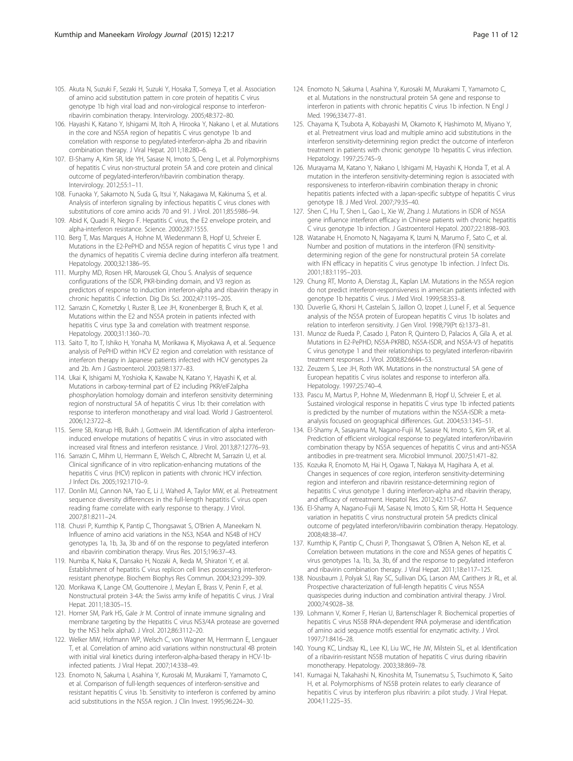105. Akuta N, Suzuki F, Sezaki H, Suzuki Y, Hosaka T, Someya T, et al. Association of amino acid substitution pattern in core protein of hepatitis C virus genotype 1b high viral load and non-virological response to interferon-ribavirin combination therapy. Intervirology. 2005;48:372–80.
106. Hayashi K, Katano Y, Ishigami M, Itoh A, Hirooka Y, Nakano I, et al. Mutations in the core and NS5A region of hepatitis C virus genotype 1b and correlation with response to pegylated-interferon-alpha 2b and ribavirin combination therapy. J Viral Hepat. 2011;18:280–6.
107. El-Shamy A, Kim SR, Ide YH, Sasase N, Imoto S, Deng L, et al. Polymorphisms of hepatitis C virus non-structural protein 5A and core protein and clinical outcome of pegylated-interferon/ribavirin combination therapy. Intervirology. 2012;55:1–11.
108. Funaoka Y, Sakamoto N, Suda G, Itsui Y, Nakagawa M, Kakinuma S, et al. Analysis of interferon signaling by infectious hepatitis C virus clones with substitutions of core amino acids 70 and 91. J Virol. 2011;85:5986–94.
109. Abid K, Quadri R, Negro F. Hepatitis C virus, the E2 envelope protein, and alpha-interferon resistance. Science. 2000;287:1555.
110. Berg T, Mas Marques A, Hohne M, Wiedenmann B, Hopf U, Schreier E. Mutations in the E2-PePHD and NS5A region of hepatitis C virus type 1 and the dynamics of hepatitis C viremia decline during interferon alfa treatment. Hepatology. 2000;32:1386–95.
111. Murphy MD, Rosen HR, Marousek GI, Chou S. Analysis of sequence configurations of the ISDR, PKR-binding domain, and V3 region as predictors of response to induction interferon-alpha and ribavirin therapy in chronic hepatitis C infection. Dig Dis Sci. 2002;47:1195–205.
112. Sarrazin C, Kornetzky I, Ruster B, Lee JH, Kronenberger B, Bruch K, et al. Mutations within the E2 and NS5A protein in patients infected with hepatitis C virus type 3a and correlation with treatment response. Hepatology. 2000;31:1360–70.
113. Saito T, Ito T, Ishiko H, Yonaha M, Morikawa K, Miyokawa A, et al. Sequence analysis of PePHD within HCV E2 region and correlation with resistance of interferon therapy in Japanese patients infected with HCV genotypes 2a and 2b. Am J Gastroenterol. 2003;98:1377–83.
114. Ukai K, Ishigami M, Yoshioka K, Kawabe N, Katano Y, Hayashi K, et al. Mutations in carboxy-terminal part of E2 including PKR/eIF2alpha phosphorylation homology domain and interferon sensitivity determining region of nonstructural 5A of hepatitis C virus 1b: their correlation with response to interferon monotherapy and viral load. World J Gastroenterol. 2006;12:3722–8.
115. Serre SB, Krarup HB, Bukh J, Gottwein JM. Identification of alpha interferon-induced envelope mutations of hepatitis C virus in vitro associated with increased viral fitness and interferon resistance. J Virol. 2013;87:12776–93.
116. Sarrazin C, Mihm U, Herrmann E, Welsch C, Albrecht M, Sarrazin U, et al. Clinical significance of in vitro replication-enhancing mutations of the hepatitis C virus (HCV) replicon in patients with chronic HCV infection. J Infect Dis. 2005;192:1710–9.
117. Donlin MJ, Cannon NA, Yao E, Li J, Wahed A, Taylor MW, et al. Pretreatment sequence diversity differences in the full-length hepatitis C virus open reading frame correlate with early response to therapy. J Virol. 2007;81:8211–24.
118. Chusri P, Kumthip K, Pantip C, Thongsawat S, O'Brien A, Maneekarn N. Influence of amino acid variations in the NS3, NS4A and NS4B of HCV genotypes 1a, 1b, 3a, 3b and 6f on the response to pegylated interferon and ribavirin combination therapy. Virus Res. 2015;196:37–43.
119. Numba K, Naka K, Dansako H, Nozaki A, Ikeda M, Shiratori Y, et al. Establishment of hepatitis C virus replicon cell lines possessing interferon-resistant phenotype. Biochem Biophys Res Commun. 2004;323:299–309.
120. Morikawa K, Lange CM, Gouttenoire J, Meylan E, Brass V, Penin F, et al. Nonstructural protein 3-4A: the Swiss army knife of hepatitis C virus. J Viral Hepat. 2011;18:305–15.
121. Horner SM, Park HS, Gale Jr M. Control of innate immune signaling and membrane targeting by the Hepatitis C virus NS3/4A protease are governed by the NS3 helix alpha0. J Virol. 2012;86:3112–20.
122. Welker MW, Hofmann WP, Welsch C, von Wagner M, Herrmann E, Lengauer T, et al. Correlation of amino acid variations within nonstructural 4B protein with initial viral kinetics during interferon-alpha-based therapy in HCV-1b-infected patients. J Viral Hepat. 2007;14:338–49.
123. Enomoto N, Sakuma I, Asahina Y, Kurosaki M, Murakami T, Yamamoto C, et al. Comparison of full-length sequences of interferon-sensitive and resistant hepatitis C virus 1b. Sensitivity to interferon is conferred by amino acid substitutions in the NS5A region. J Clin Invest. 1995;96:224–30.
124. Enomoto N, Sakuma I, Asahina Y, Kurosaki M, Murakami T, Yamamoto C, et al. Mutations in the nonstructural protein 5A gene and response to interferon in patients with chronic hepatitis C virus 1b infection. N Engl J Med. 1996;334:77–81.
125. Chayama K, Tsubota A, Kobayashi M, Okamoto K, Hashimoto M, Miyano Y, et al. Pretreatment virus load and multiple amino acid substitutions in the interferon sensitivity-determining region predict the outcome of interferon treatment in patients with chronic genotype 1b hepatitis C virus infection. Hepatology. 1997;25:745–9.
126. Murayama M, Katano Y, Nakano I, Ishigami M, Hayashi K, Honda T, et al. A mutation in the interferon sensitivity-determining region is associated with responsiveness to interferon-ribavirin combination therapy in chronic hepatitis patients infected with a Japan-specific subtype of hepatitis C virus genotype 1B. J Med Virol. 2007;79:35–40.
127. Shen C, Hu T, Shen L, Gao L, Xie W, Zhang J. Mutations in ISDR of NS5A gene influence interferon efficacy in Chinese patients with chronic hepatitis C virus genotype 1b infection. J Gastroenterol Hepatol. 2007;22:1898–903.
128. Watanabe H, Enomoto N, Nagayama K, Izumi N, Marumo F, Sato C, et al. Number and position of mutations in the interferon (IFN) sensitivity-determining region of the gene for nonstructural protein 5A correlate with IFN efficacy in hepatitis C virus genotype 1b infection. J Infect Dis. 2001;183:1195–203.
129. Chung RT, Monto A, Dienstag JL, Kaplan LM. Mutations in the NS5A region do not predict interferon-responsiveness in american patients infected with genotype 1b hepatitis C virus. J Med Virol. 1999;58:353–8.
130. Duverlie G, Khorsi H, Castelain S, Jaillon O, Izopet J, Lunel F, et al. Sequence analysis of the NS5A protein of European hepatitis C virus 1b isolates and relation to interferon sensitivity. J Gen Virol. 1998;79(Pt 6):1373–81.
131. Munoz de Rueda P, Casado J, Paton R, Quintero D, Palacios A, Gila A, et al. Mutations in E2-PePHD, NS5A-PKRBD, NS5A-ISDR, and NS5A-V3 of hepatitis C virus genotype 1 and their relationships to pegylated interferon-ribavirin treatment responses. J Virol. 2008;82:6644–53.
132. Zeuzem S, Lee JH, Roth WK. Mutations in the nonstructural 5A gene of European hepatitis C virus isolates and response to interferon alfa. Hepatology. 1997;25:740–4.
133. Pascu M, Martus P, Hohne M, Wiedenmann B, Hopf U, Schreier E, et al. Sustained virological response in hepatitis C virus type 1b infected patients is predicted by the number of mutations within the NS5A-ISDR: a meta-analysis focused on geographical differences. Gut. 2004;53:1345–51.
134. El-Shamy A, Sasayama M, Nagano-Fujii M, Sasase N, Imoto S, Kim SR, et al. Prediction of efficient virological response to pegylated interferon/ribavirin combination therapy by NS5A sequences of hepatitis C virus and anti-NS5A antibodies in pre-treatment sera. Microbiol Immunol. 2007;51:471–82.
135. Kozuka R, Enomoto M, Hai H, Ogawa T, Nakaya M, Hagihara A, et al. Changes in sequences of core region, interferon sensitivity-determining region and interferon and ribavirin resistance-determining region of hepatitis C virus genotype 1 during interferon-alpha and ribavirin therapy, and efficacy of retreatment. Hepatol Res. 2012;42:1157–67.
136. El-Shamy A, Nagano-Fujii M, Sasase N, Imoto S, Kim SR, Hotta H. Sequence variation in hepatitis C virus nonstructural protein 5A predicts clinical outcome of pegylated interferon/ribavirin combination therapy. Hepatology. 2008;48:38–47.
137. Kumthip K, Pantip C, Chusri P, Thongsawat S, O'Brien A, Nelson KE, et al. Correlation between mutations in the core and NS5A genes of hepatitis C virus genotypes 1a, 1b, 3a, 3b, 6f and the response to pegylated interferon and ribavirin combination therapy. J Viral Hepat. 2011;18:e117–125.
138. Nousbaum J, Polyak SJ, Ray SC, Sullivan DG, Larson AM, Carithers Jr RL, et al. Prospective characterization of full-length hepatitis C virus NS5A quasispecies during induction and combination antiviral therapy. J Virol. 2000;74:9028–38.
139. Lohmann V, Korner F, Herian U, Bartenschlager R. Biochemical properties of hepatitis C virus NS5B RNA-dependent RNA polymerase and identification of amino acid sequence motifs essential for enzymatic activity. J Virol. 1997;71:8416–28.
140. Young KC, Lindsay KL, Lee KJ, Liu WC, He JW, Milstein SL, et al. Identification of a ribavirin-resistant NS5B mutation of hepatitis C virus during ribavirin monotherapy. Hepatology. 2003;38:869–78.
141. Kumagai N, Takahashi N, Kinoshita M, Tsunematsu S, Tsuchimoto K, Saito H, et al. Polymorphisms of NS5B protein relates to early clearance of hepatitis C virus by interferon plus ribavirin: a pilot study. J Viral Hepat. 2004;11:225–35.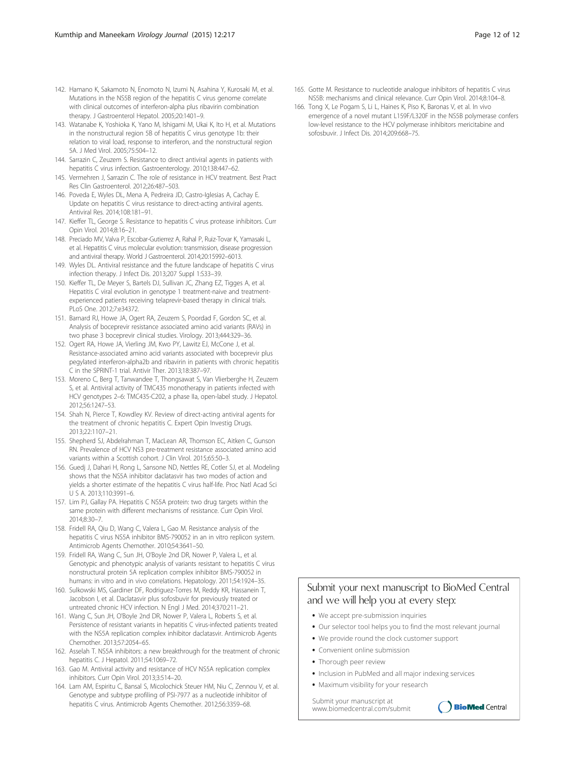142. Hamano K, Sakamoto N, Enomoto N, Izumi N, Asahina Y, Kurosaki M, et al. Mutations in the NS5B region of the hepatitis C virus genome correlate with clinical outcomes of interferon-alpha plus ribavirin combination therapy. J Gastroenterol Hepatol. 2005;20:1401–9.
143. Watanabe K, Yoshioka K, Yano M, Ishigami M, Ukai K, Ito H, et al. Mutations in the nonstructural region 5B of hepatitis C virus genotype 1b: their relation to viral load, response to interferon, and the nonstructural region 5A. J Med Virol. 2005;75:504–12.
144. Sarrazin C, Zeuzem S. Resistance to direct antiviral agents in patients with hepatitis C virus infection. Gastroenterology. 2010;138:447–62.
145. Vermehren J, Sarrazin C. The role of resistance in HCV treatment. Best Pract Res Clin Gastroenterol. 2012;26:487–503.
146. Poveda E, Wyles DL, Mena A, Pedreira JD, Castro-Iglesias A, Cachay E. Update on hepatitis C virus resistance to direct-acting antiviral agents. Antiviral Res. 2014;108:181–91.
147. Kieffer TL, George S. Resistance to hepatitis C virus protease inhibitors. Curr Opin Virol. 2014;8:16–21.
148. Preciado MV, Valva P, Escobar-Gutierrez A, Rahal P, Ruiz-Tovar K, Yamasaki L, et al. Hepatitis C virus molecular evolution: transmission, disease progression and antiviral therapy. World J Gastroenterol. 2014;20:15992–6013.
149. Wyles DL. Antiviral resistance and the future landscape of hepatitis C virus infection therapy. J Infect Dis. 2013;207 Suppl 1:S33–39.
150. Kieffer TL, De Meyer S, Bartels DJ, Sullivan JC, Zhang EZ, Tigges A, et al. Hepatitis C viral evolution in genotype 1 treatment-naive and treatment-experienced patients receiving telaprevir-based therapy in clinical trials. PLoS One. 2012;7:e34372.
151. Barnard RJ, Howe JA, Ogert RA, Zeuzem S, Poordad F, Gordon SC, et al. Analysis of boceprevir resistance associated amino acid variants (RAVs) in two phase 3 boceprevir clinical studies. Virology. 2013;444:329–36.
152. Ogert RA, Howe JA, Vierling JM, Kwo PY, Lawitz EJ, McCone J, et al. Resistance-associated amino acid variants associated with boceprevir plus pegylated interferon-alpha2b and ribavirin in patients with chronic hepatitis C in the SPRINT-1 trial. Antivir Ther. 2013;18:387–97.
153. Moreno C, Berg T, Tanwandee T, Thongsawat S, Van Vlierberghe H, Zeuzem S, et al. Antiviral activity of TMC435 monotherapy in patients infected with HCV genotypes 2–6: TMC435-C202, a phase IIa, open-label study. J Hepatol. 2012;56:1247–53.
154. Shah N, Pierce T, Kowdley KV. Review of direct-acting antiviral agents for the treatment of chronic hepatitis C. Expert Opin Investig Drugs. 2013;22:1107–21.
155. Shepherd SJ, Abdelrahman T, MacLean AR, Thomson EC, Aitken C, Gunson RN. Prevalence of HCV NS3 pre-treatment resistance associated amino acid variants within a Scottish cohort. J Clin Virol. 2015;65:50–3.
156. Guedj J, Dahari H, Rong L, Sansone ND, Nettles RE, Cotler SJ, et al. Modeling shows that the NS5A inhibitor daclatasvir has two modes of action and yields a shorter estimate of the hepatitis C virus half-life. Proc Natl Acad Sci U S A. 2013;110:3991–6.
157. Lim PJ, Gallay PA. Hepatitis C NS5A protein: two drug targets within the same protein with different mechanisms of resistance. Curr Opin Virol. 2014;8:30–7.
158. Fridell RA, Qiu D, Wang C, Valera L, Gao M. Resistance analysis of the hepatitis C virus NS5A inhibitor BMS-790052 in an in vitro replicon system. Antimicrob Agents Chemother. 2010;54:3641–50.
159. Fridell RA, Wang C, Sun JH, O'Boyle 2nd DR, Nower P, Valera L, et al. Genotypic and phenotypic analysis of variants resistant to hepatitis C virus nonstructural protein 5A replication complex inhibitor BMS-790052 in humans: in vitro and in vivo correlations. Hepatology. 2011;54:1924–35.
160. Sulkowski MS, Gardiner DF, Rodriguez-Torres M, Reddy KR, Hassanein T, Jacobson I, et al. Daclatasvir plus sofosbuvir for previously treated or untreated chronic HCV infection. N Engl J Med. 2014;370:211–21.
161. Wang C, Sun JH, O'Boyle 2nd DR, Nower P, Valera L, Roberts S, et al. Persistence of resistant variants in hepatitis C virus-infected patients treated with the NS5A replication complex inhibitor daclatasvir. Antimicrob Agents Chemother. 2013;57:2054–65.
162. Asselah T. NS5A inhibitors: a new breakthrough for the treatment of chronic hepatitis C. J Hepatol. 2011;54:1069–72.
163. Gao M. Antiviral activity and resistance of HCV NS5A replication complex inhibitors. Curr Opin Virol. 2013;3:514–20.
164. Lam AM, Espiritu C, Bansal S, Micolochick Steuer HM, Niu C, Zennou V, et al. Genotype and subtype profiling of PSI-7977 as a nucleotide inhibitor of hepatitis C virus. Antimicrob Agents Chemother. 2012;56:3359–68.
165. Gotte M. Resistance to nucleotide analogue inhibitors of hepatitis C virus NS5B: mechanisms and clinical relevance. Curr Opin Virol. 2014;8:104–8.
166. Tong X, Le Pogam S, Li L, Haines K, Piso K, Baronas V, et al. In vivo emergence of a novel mutant L159F/L320F in the NS5B polymerase confers low-level resistance to the HCV polymerase inhibitors mericitabine and sofosbuvir. J Infect Dis. 2014;209:668–75.

Submit your next manuscript to BioMed Central and we will help you at every step:

- We accept pre-submission inquiries
- Our selector tool helps you to find the most relevant journal
- We provide round the clock customer support
- Convenient online submission
- Thorough peer review
- Inclusion in PubMed and all major indexing services
- Maximum visibility for your research

Submit your manuscript at www.biomedcentral.com/submit

BioMed Central